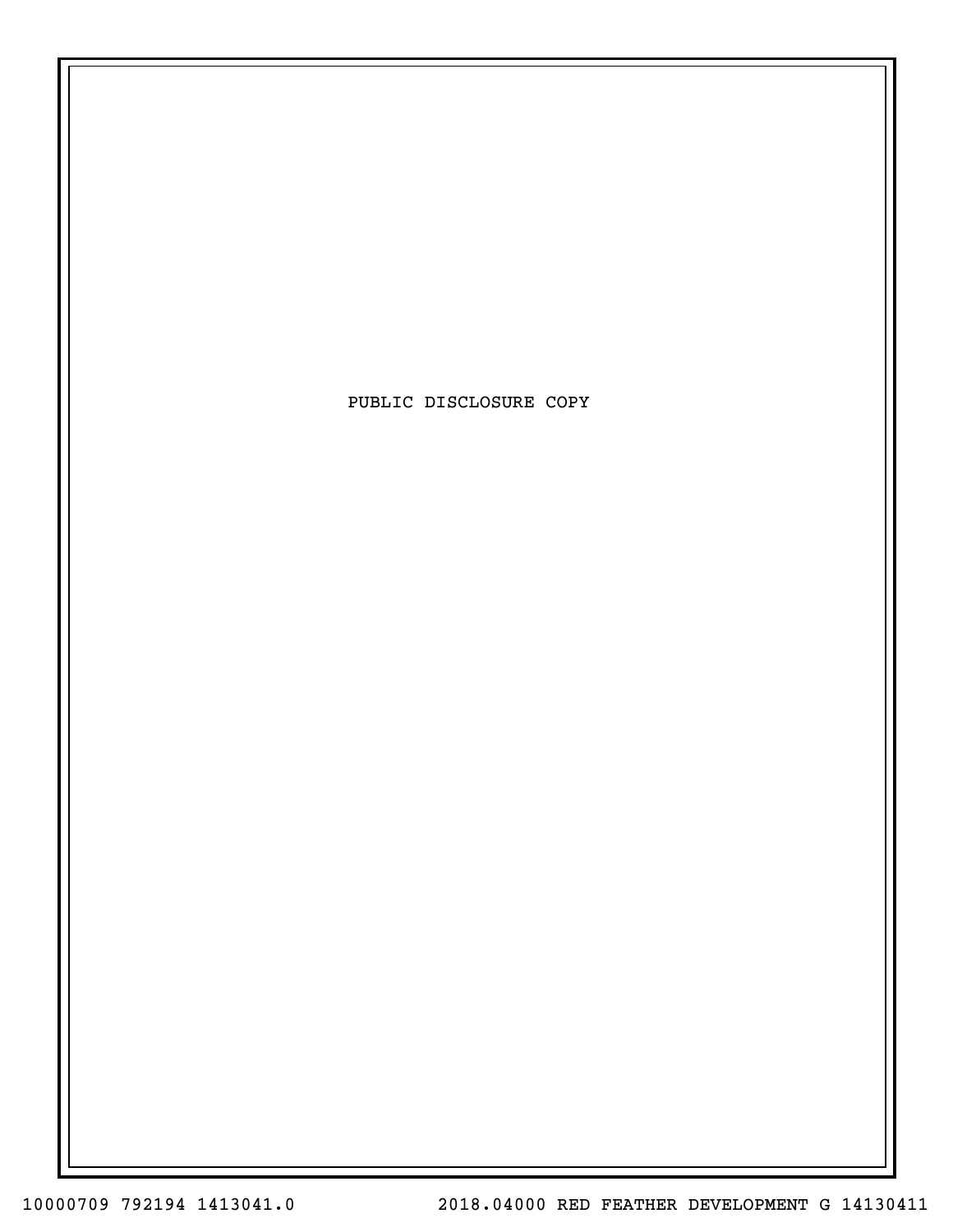PUBLIC DISCLOSURE COPY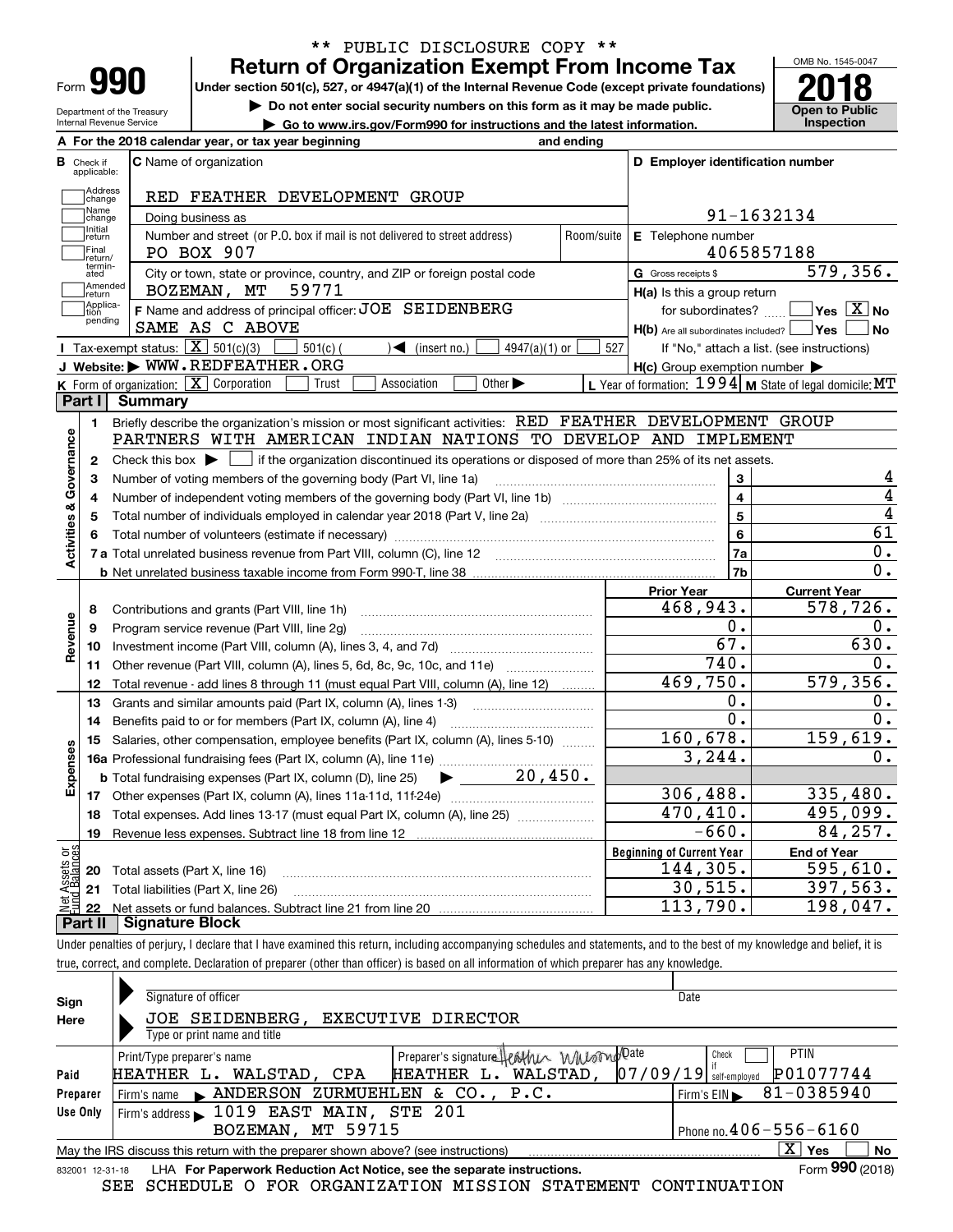** PUBLIC DISCLOSURE COPY **

# Form 990 — Return of Organization Exempt From Income Tax

Under section 501(c), 527, or 4947(a)(1) of the Internal Revenue Code (except private foundations)

▶ Do not enter social security numbers on this form as it may be made public.

▶ Go to www.irs.gov/Form990 for instructions and the latest information.

OMB No. 1545-0047 | **2018** | Open to Public Inspection

Department of the Treasury, Internal Revenue Service

**A** For the 2018 calendar year, or tax year beginning ______ and ending ______

**B** Check if applicable: Address change / Name change / Initial return / Final return/terminated / Amended return / Application pending

**C** Name of organization: RED FEATHER DEVELOPMENT GROUP

Doing business as

Number and street (or P.O. box if mail is not delivered to street address): PO BOX 907 | Room/suite

City or town, state or province, country, and ZIP or foreign postal code: BOZEMAN, MT 59771

**D** Employer identification number: 91-1632134

**E** Telephone number: 4065857188

**G** Gross receipts $ 579,356.

**F** Name and address of principal officer: JOE SEIDENBERG, SAME AS C ABOVE

**H(a)** Is this a group return for subordinates? ☐ Yes ☒ No

**H(b)** Are all subordinates included? ☐ Yes ☐ No — If "No," attach a list. (see instructions)

**H(c)** Group exemption number ▶

**I** Tax-exempt status: ☒ 501(c)(3) ☐ 501(c) ( ) ◀ (insert no.) ☐ 4947(a)(1) or ☐ 527

**J** Website: ▶ WWW.REDFEATHER.ORG

**K** Form of organization: ☒ Corporation ☐ Trust ☐ Association ☐ Other ▶

**L** Year of formation: 1994 **M** State of legal domicile: MT

## Part I Summary

**Activities & Governance**

1. Briefly describe the organization's mission or most significant activities: RED FEATHER DEVELOPMENT GROUP PARTNERS WITH AMERICAN INDIAN NATIONS TO DEVELOP AND IMPLEMENT
2. Check this box ▶ ☐ if the organization discontinued its operations or disposed of more than 25% of its net assets.

| | | | |
|---|---|---|---|
| 3 | Number of voting members of the governing body (Part VI, line 1a) | 3 | 4 |
| 4 | Number of independent voting members of the governing body (Part VI, line 1b) | 4 | 4 |
| 5 | Total number of individuals employed in calendar year 2018 (Part V, line 2a) | 5 | 4 |
| 6 | Total number of volunteers (estimate if necessary) | 6 | 61 |
| 7a | Total unrelated business revenue from Part VIII, column (C), line 12 | 7a | 0. |
| b | Net unrelated business taxable income from Form 990-T, line 38 | 7b | 0. |

| | | Prior Year | Current Year |
|---|---|---|---|
| **Revenue** | | | |
| 8 | Contributions and grants (Part VIII, line 1h) | 468,943. | 578,726. |
| 9 | Program service revenue (Part VIII, line 2g) | 0. | 0. |
| 10 | Investment income (Part VIII, column (A), lines 3, 4, and 7d) | 67. | 630. |
| 11 | Other revenue (Part VIII, column (A), lines 5, 6d, 8c, 9c, 10c, and 11e) | 740. | 0. |
| 12 | Total revenue - add lines 8 through 11 (must equal Part VIII, column (A), line 12) | 469,750. | 579,356. |
| **Expenses** | | | |
| 13 | Grants and similar amounts paid (Part IX, column (A), lines 1-3) | 0. | 0. |
| 14 | Benefits paid to or for members (Part IX, column (A), line 4) | 0. | 0. |
| 15 | Salaries, other compensation, employee benefits (Part IX, column (A), lines 5-10) | 160,678. | 159,619. |
| 16a | Professional fundraising fees (Part IX, column (A), line 11e) | 3,244. | 0. |
| b | Total fundraising expenses (Part IX, column (D), line 25) ▶ 20,450. | | |
| 17 | Other expenses (Part IX, column (A), lines 11a-11d, 11f-24e) | 306,488. | 335,480. |
| 18 | Total expenses. Add lines 13-17 (must equal Part IX, column (A), line 25) | 470,410. | 495,099. |
| 19 | Revenue less expenses. Subtract line 18 from line 12 | -660. | 84,257. |
| **Net Assets or Fund Balances** | | **Beginning of Current Year** | **End of Year** |
| 20 | Total assets (Part X, line 16) | 144,305. | 595,610. |
| 21 | Total liabilities (Part X, line 26) | 30,515. | 397,563. |
| 22 | Net assets or fund balances. Subtract line 21 from line 20 | 113,790. | 198,047. |

## Part II Signature Block

Under penalties of perjury, I declare that I have examined this return, including accompanying schedules and statements, and to the best of my knowledge and belief, it is true, correct, and complete. Declaration of preparer (other than officer) is based on all information of which preparer has any knowledge.

**Sign Here**

Signature of officer | Date

JOE SEIDENBERG, EXECUTIVE DIRECTOR

Type or print name and title

**Paid Preparer Use Only**

| Print/Type preparer's name | Preparer's signature | Date | Check if self-employed | PTIN |
|---|---|---|---|---|
| HEATHER L. WALSTAD, CPA | HEATHER L. WALSTAD, | 07/09/19 | ☐ | P01077744 |

Firm's name ▶ ANDERSON ZURMUEHLEN & CO., P.C. | Firm's EIN ▶ 81-0385940

Firm's address ▶ 1019 EAST MAIN, STE 201, BOZEMAN, MT 59715 | Phone no. 406-556-6160

May the IRS discuss this return with the preparer shown above? (see instructions) ☒ Yes ☐ No

832001 12-31-18 LHA For Paperwork Reduction Act Notice, see the separate instructions. Form **990** (2018)

SEE SCHEDULE O FOR ORGANIZATION MISSION STATEMENT CONTINUATION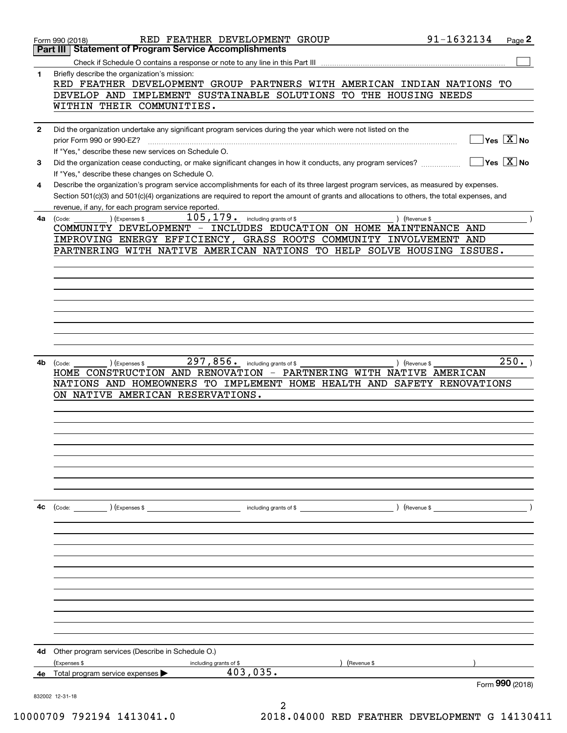Form 990 (2018) RED FEATHER DEVELOPMENT GROUP 91-1632134

## Part III Statement of Program Service Accomplishments

Check if Schedule O contains a response or note to any line in this Part III

**1** Briefly describe the organization's mission:

RED FEATHER DEVELOPMENT GROUP PARTNERS WITH AMERICAN INDIAN NATIONS TO DEVELOP AND IMPLEMENT SUSTAINABLE SOLUTIONS TO THE HOUSING NEEDS WITHIN THEIR COMMUNITIES.

**2** Did the organization undertake any significant program services during the year which were not listed on the prior Form 990 or 990-EZ? Yes [ ] No [X]

If "Yes," describe these new services on Schedule O.

**3** Did the organization cease conducting, or make significant changes in how it conducts, any program services? Yes [ ] No [X]

If "Yes," describe these changes on Schedule O.

**4** Describe the organization's program service accomplishments for each of its three largest program services, as measured by expenses. Section 501(c)(3) and 501(c)(4) organizations are required to report the amount of grants and allocations to others, the total expenses, and revenue, if any, for each program service reported.

**4a** (Code: ) (Expenses $ 105,179. including grants of $ ) (Revenue $ )

COMMUNITY DEVELOPMENT - INCLUDES EDUCATION ON HOME MAINTENANCE AND IMPROVING ENERGY EFFICIENCY, GRASS ROOTS COMMUNITY INVOLVEMENT AND PARTNERING WITH NATIVE AMERICAN NATIONS TO HELP SOLVE HOUSING ISSUES.

**4b** (Code: ) (Expenses $ 297,856. including grants of $ ) (Revenue $ 250.)

HOME CONSTRUCTION AND RENOVATION - PARTNERING WITH NATIVE AMERICAN NATIONS AND HOMEOWNERS TO IMPLEMENT HOME HEALTH AND SAFETY RENOVATIONS ON NATIVE AMERICAN RESERVATIONS.

**4c** (Code: ) (Expenses $ including grants of $ ) (Revenue $ )

**4d** Other program services (Describe in Schedule O.)

(Expenses $ including grants of $ ) (Revenue $ )

**4e** Total program service expenses ▶ 403,035.

Form **990** (2018)

832002 12-31-18

10000709 792194 1413041.0 2018.04000 RED FEATHER DEVELOPMENT G 14130411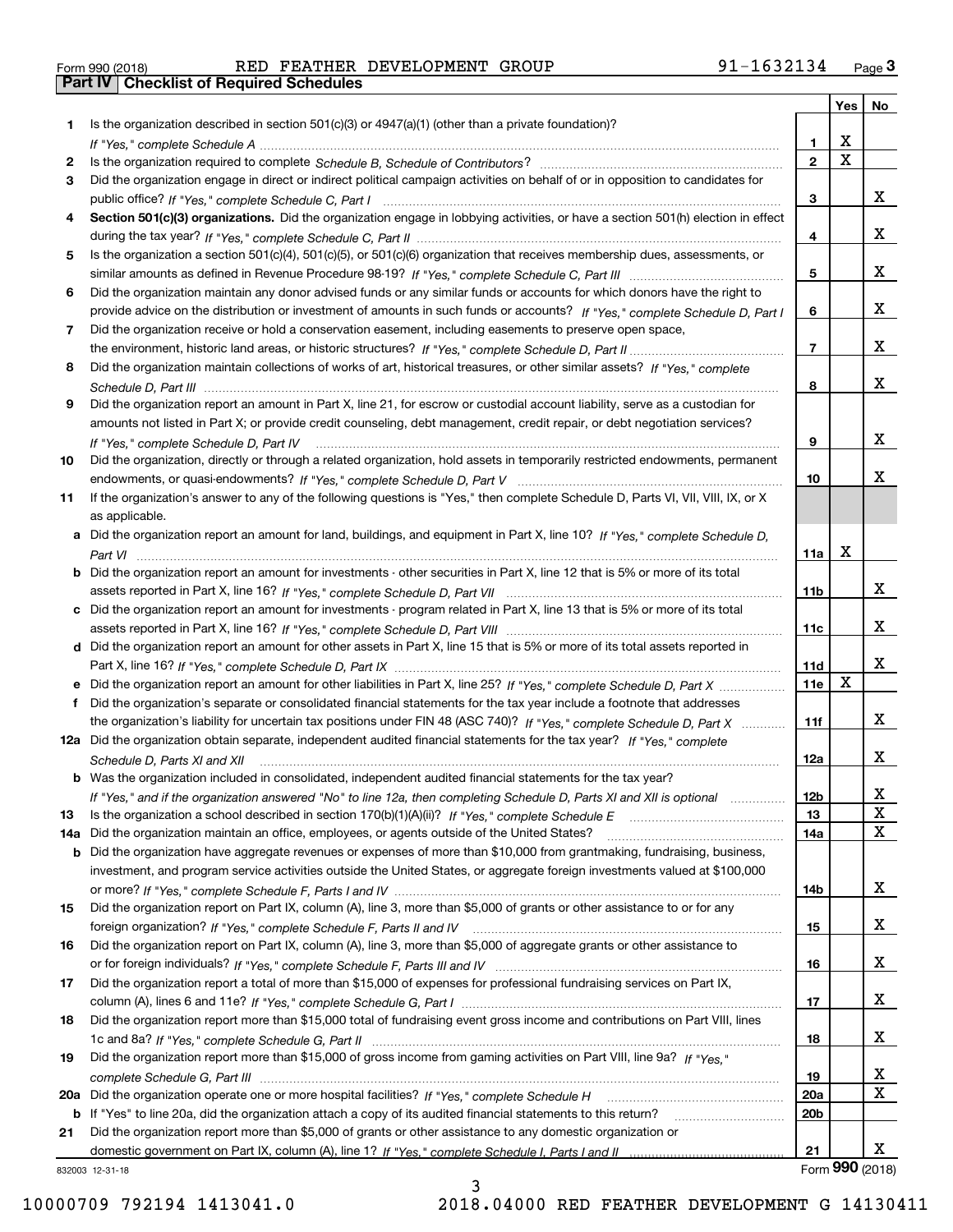Form 990 (2018) RED FEATHER DEVELOPMENT GROUP 91-1632134

## Part IV Checklist of Required Schedules

| | | | Yes | No |
|---|---|---|---|---|
| 1 | Is the organization described in section 501(c)(3) or 4947(a)(1) (other than a private foundation)? *If "Yes," complete Schedule A* | 1 | X | |
| 2 | Is the organization required to complete *Schedule B, Schedule of Contributors*? | 2 | X | |
| 3 | Did the organization engage in direct or indirect political campaign activities on behalf of or in opposition to candidates for public office? *If "Yes," complete Schedule C, Part I* | 3 | | X |
| 4 | **Section 501(c)(3) organizations.** Did the organization engage in lobbying activities, or have a section 501(h) election in effect during the tax year? *If "Yes," complete Schedule C, Part II* | 4 | | X |
| 5 | Is the organization a section 501(c)(4), 501(c)(5), or 501(c)(6) organization that receives membership dues, assessments, or similar amounts as defined in Revenue Procedure 98-19? *If "Yes," complete Schedule C, Part III* | 5 | | X |
| 6 | Did the organization maintain any donor advised funds or any similar funds or accounts for which donors have the right to provide advice on the distribution or investment of amounts in such funds or accounts? *If "Yes," complete Schedule D, Part I* | 6 | | X |
| 7 | Did the organization receive or hold a conservation easement, including easements to preserve open space, the environment, historic land areas, or historic structures? *If "Yes," complete Schedule D, Part II* | 7 | | X |
| 8 | Did the organization maintain collections of works of art, historical treasures, or other similar assets? *If "Yes," complete Schedule D, Part III* | 8 | | X |
| 9 | Did the organization report an amount in Part X, line 21, for escrow or custodial account liability, serve as a custodian for amounts not listed in Part X; or provide credit counseling, debt management, credit repair, or debt negotiation services? *If "Yes," complete Schedule D, Part IV* | 9 | | X |
| 10 | Did the organization, directly or through a related organization, hold assets in temporarily restricted endowments, permanent endowments, or quasi-endowments? *If "Yes," complete Schedule D, Part V* | 10 | | X |
| 11 | If the organization's answer to any of the following questions is "Yes," then complete Schedule D, Parts VI, VII, VIII, IX, or X as applicable. | | | |
| a | Did the organization report an amount for land, buildings, and equipment in Part X, line 10? *If "Yes," complete Schedule D, Part VI* | 11a | X | |
| b | Did the organization report an amount for investments - other securities in Part X, line 12 that is 5% or more of its total assets reported in Part X, line 16? *If "Yes," complete Schedule D, Part VII* | 11b | | X |
| c | Did the organization report an amount for investments - program related in Part X, line 13 that is 5% or more of its total assets reported in Part X, line 16? *If "Yes," complete Schedule D, Part VIII* | 11c | | X |
| d | Did the organization report an amount for other assets in Part X, line 15 that is 5% or more of its total assets reported in Part X, line 16? *If "Yes," complete Schedule D, Part IX* | 11d | | X |
| e | Did the organization report an amount for other liabilities in Part X, line 25? *If "Yes," complete Schedule D, Part X* | 11e | X | |
| f | Did the organization's separate or consolidated financial statements for the tax year include a footnote that addresses the organization's liability for uncertain tax positions under FIN 48 (ASC 740)? *If "Yes," complete Schedule D, Part X* | 11f | | X |
| 12a | Did the organization obtain separate, independent audited financial statements for the tax year? *If "Yes," complete Schedule D, Parts XI and XII* | 12a | | X |
| b | Was the organization included in consolidated, independent audited financial statements for the tax year? *If "Yes," and if the organization answered "No" to line 12a, then completing Schedule D, Parts XI and XII is optional* | 12b | | X |
| 13 | Is the organization a school described in section 170(b)(1)(A)(ii)? *If "Yes," complete Schedule E* | 13 | | X |
| 14a | Did the organization maintain an office, employees, or agents outside of the United States? | 14a | | X |
| b | Did the organization have aggregate revenues or expenses of more than $10,000 from grantmaking, fundraising, business, investment, and program service activities outside the United States, or aggregate foreign investments valued at $100,000 or more? *If "Yes," complete Schedule F, Parts I and IV* | 14b | | X |
| 15 | Did the organization report on Part IX, column (A), line 3, more than $5,000 of grants or other assistance to or for any foreign organization? *If "Yes," complete Schedule F, Parts II and IV* | 15 | | X |
| 16 | Did the organization report on Part IX, column (A), line 3, more than $5,000 of aggregate grants or other assistance to or for foreign individuals? *If "Yes," complete Schedule F, Parts III and IV* | 16 | | X |
| 17 | Did the organization report a total of more than $15,000 of expenses for professional fundraising services on Part IX, column (A), lines 6 and 11e? *If "Yes," complete Schedule G, Part I* | 17 | | X |
| 18 | Did the organization report more than $15,000 total of fundraising event gross income and contributions on Part VIII, lines 1c and 8a? *If "Yes," complete Schedule G, Part II* | 18 | | X |
| 19 | Did the organization report more than $15,000 of gross income from gaming activities on Part VIII, line 9a? *If "Yes," complete Schedule G, Part III* | 19 | | X |
| 20a | Did the organization operate one or more hospital facilities? *If "Yes," complete Schedule H* | 20a | | X |
| b | If "Yes" to line 20a, did the organization attach a copy of its audited financial statements to this return? | 20b | | |
| 21 | Did the organization report more than $5,000 of grants or other assistance to any domestic organization or domestic government on Part IX, column (A), line 1? *If "Yes," complete Schedule I, Parts I and II* | 21 | | X |

832003 12-31-18

Form **990** (2018)

10000709 792194 1413041.0 2018.04000 RED FEATHER DEVELOPMENT G 14130411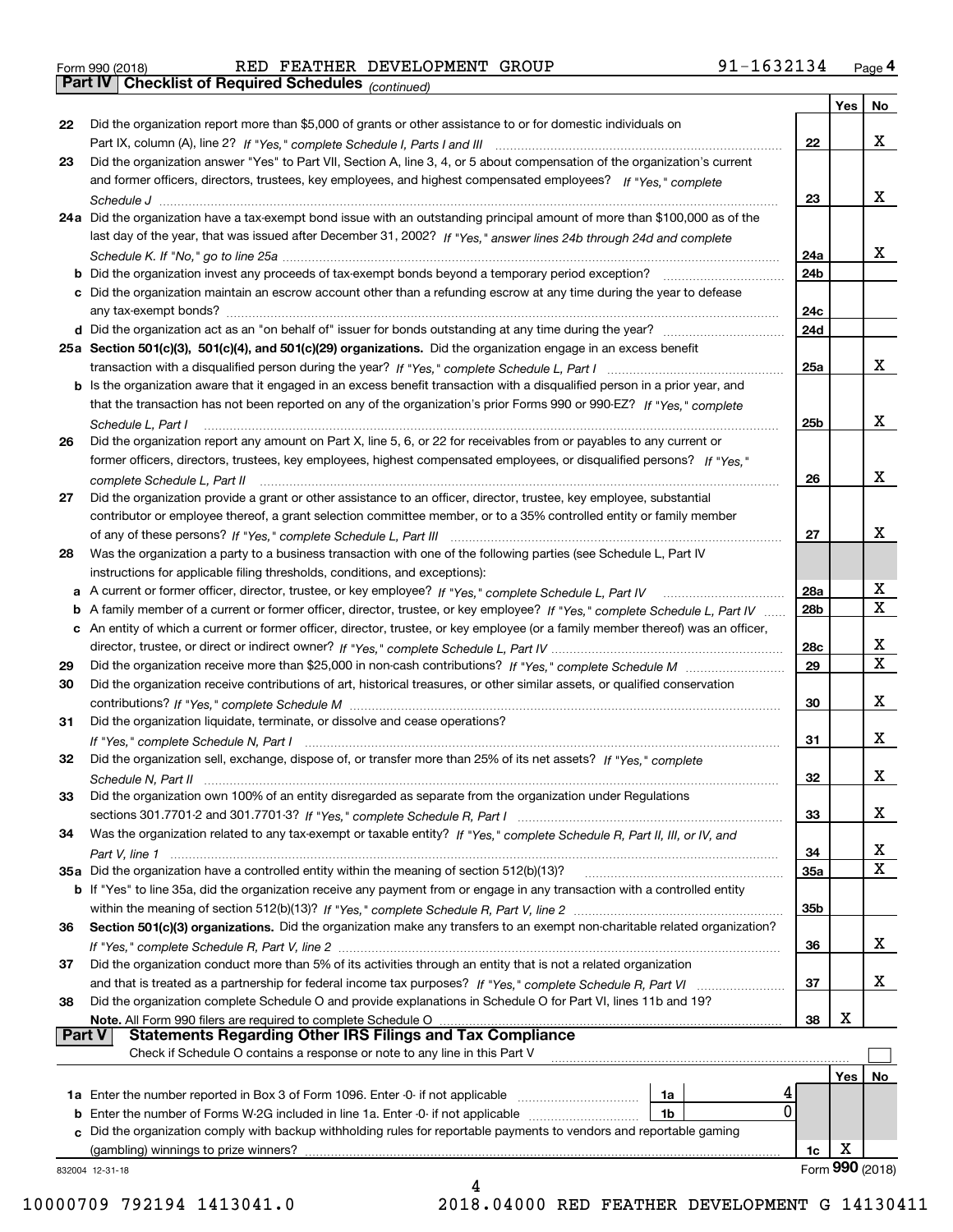Form 990 (2018) RED FEATHER DEVELOPMENT GROUP 91-1632134 Page 4

**Part IV Checklist of Required Schedules** *(continued)*

| | | | Yes | No |
|---|---|---|---|---|
| 22 | Did the organization report more than $5,000 of grants or other assistance to or for domestic individuals on Part IX, column (A), line 2? *If "Yes," complete Schedule I, Parts I and III* | 22 | | X |
| 23 | Did the organization answer "Yes" to Part VII, Section A, line 3, 4, or 5 about compensation of the organization's current and former officers, directors, trustees, key employees, and highest compensated employees? *If "Yes," complete Schedule J* | 23 | | X |
| 24a | Did the organization have a tax-exempt bond issue with an outstanding principal amount of more than $100,000 as of the last day of the year, that was issued after December 31, 2002? *If "Yes," answer lines 24b through 24d and complete Schedule K. If "No," go to line 25a* | 24a | | X |
| b | Did the organization invest any proceeds of tax-exempt bonds beyond a temporary period exception? | 24b | | |
| c | Did the organization maintain an escrow account other than a refunding escrow at any time during the year to defease any tax-exempt bonds? | 24c | | |
| d | Did the organization act as an "on behalf of" issuer for bonds outstanding at any time during the year? | 24d | | |
| 25a | **Section 501(c)(3), 501(c)(4), and 501(c)(29) organizations.** Did the organization engage in an excess benefit transaction with a disqualified person during the year? *If "Yes," complete Schedule L, Part I* | 25a | | X |
| b | Is the organization aware that it engaged in an excess benefit transaction with a disqualified person in a prior year, and that the transaction has not been reported on any of the organization's prior Forms 990 or 990-EZ? *If "Yes," complete Schedule L, Part I* | 25b | | X |
| 26 | Did the organization report any amount on Part X, line 5, 6, or 22 for receivables from or payables to any current or former officers, directors, trustees, key employees, highest compensated employees, or disqualified persons? *If "Yes," complete Schedule L, Part II* | 26 | | X |
| 27 | Did the organization provide a grant or other assistance to an officer, director, trustee, key employee, substantial contributor or employee thereof, a grant selection committee member, or to a 35% controlled entity or family member of any of these persons? *If "Yes," complete Schedule L, Part III* | 27 | | X |
| 28 | Was the organization a party to a business transaction with one of the following parties (see Schedule L, Part IV instructions for applicable filing thresholds, conditions, and exceptions): | | | |
| a | A current or former officer, director, trustee, or key employee? *If "Yes," complete Schedule L, Part IV* | 28a | | X |
| b | A family member of a current or former officer, director, trustee, or key employee? *If "Yes," complete Schedule L, Part IV* | 28b | | X |
| c | An entity of which a current or former officer, director, trustee, or key employee (or a family member thereof) was an officer, director, trustee, or direct or indirect owner? *If "Yes," complete Schedule L, Part IV* | 28c | | X |
| 29 | Did the organization receive more than $25,000 in non-cash contributions? *If "Yes," complete Schedule M* | 29 | | X |
| 30 | Did the organization receive contributions of art, historical treasures, or other similar assets, or qualified conservation contributions? *If "Yes," complete Schedule M* | 30 | | X |
| 31 | Did the organization liquidate, terminate, or dissolve and cease operations? *If "Yes," complete Schedule N, Part I* | 31 | | X |
| 32 | Did the organization sell, exchange, dispose of, or transfer more than 25% of its net assets? *If "Yes," complete Schedule N, Part II* | 32 | | X |
| 33 | Did the organization own 100% of an entity disregarded as separate from the organization under Regulations sections 301.7701-2 and 301.7701-3? *If "Yes," complete Schedule R, Part I* | 33 | | X |
| 34 | Was the organization related to any tax-exempt or taxable entity? *If "Yes," complete Schedule R, Part II, III, or IV, and Part V, line 1* | 34 | | X |
| 35a | Did the organization have a controlled entity within the meaning of section 512(b)(13)? | 35a | | X |
| b | If "Yes" to line 35a, did the organization receive any payment from or engage in any transaction with a controlled entity within the meaning of section 512(b)(13)? *If "Yes," complete Schedule R, Part V, line 2* | 35b | | |
| 36 | **Section 501(c)(3) organizations.** Did the organization make any transfers to an exempt non-charitable related organization? *If "Yes," complete Schedule R, Part V, line 2* | 36 | | X |
| 37 | Did the organization conduct more than 5% of its activities through an entity that is not a related organization and that is treated as a partnership for federal income tax purposes? *If "Yes," complete Schedule R, Part VI* | 37 | | X |
| 38 | Did the organization complete Schedule O and provide explanations in Schedule O for Part VI, lines 11b and 19? **Note.** All Form 990 filers are required to complete Schedule O | 38 | X | |

**Part V Statements Regarding Other IRS Filings and Tax Compliance**

Check if Schedule O contains a response or note to any line in this Part V ☐

| | | | | | Yes | No |
|---|---|---|---|---|---|---|
| 1a | Enter the number reported in Box 3 of Form 1096. Enter -0- if not applicable | 1a | 4 | | | |
| b | Enter the number of Forms W-2G included in line 1a. Enter -0- if not applicable | 1b | 0 | | | |
| c | Did the organization comply with backup withholding rules for reportable payments to vendors and reportable gaming (gambling) winnings to prize winners? | | | 1c | X | |

832004 12-31-18 Form 990 (2018)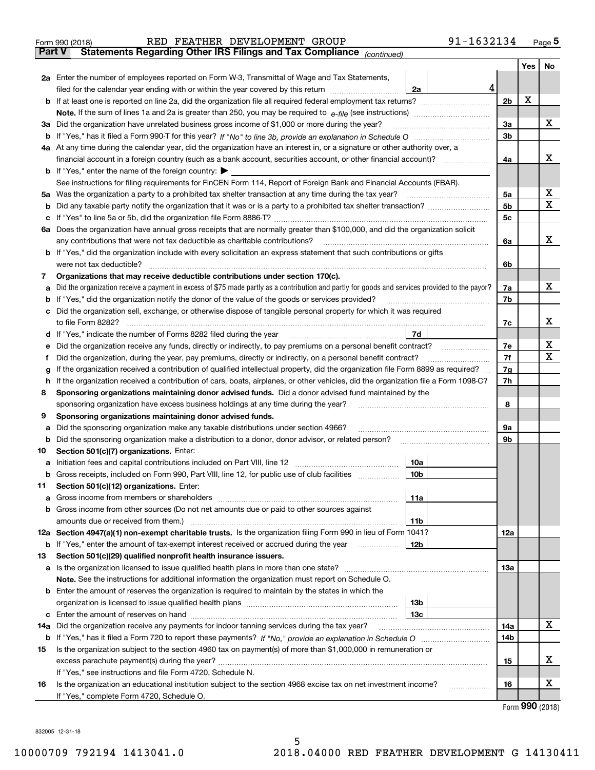Form 990 (2018) RED FEATHER DEVELOPMENT GROUP 91-1632134 Page 5

**Part V Statements Regarding Other IRS Filings and Tax Compliance** *(continued)*

| | | | | Yes | No |
|---|---|---|---|---|---|
| **2a** | Enter the number of employees reported on Form W-3, Transmittal of Wage and Tax Statements, filed for the calendar year ending with or within the year covered by this return | **2a** 4 | | | |
| **b** | If at least one is reported on line 2a, did the organization file all required federal employment tax returns? | | **2b** | X | |
| | **Note.** If the sum of lines 1a and 2a is greater than 250, you may be required to *e-file* (see instructions) | | | | |
| **3a** | Did the organization have unrelated business gross income of $1,000 or more during the year? | | **3a** | | X |
| **b** | If "Yes," has it filed a Form 990-T for this year? *If "No" to line 3b, provide an explanation in Schedule O* | | **3b** | | |
| **4a** | At any time during the calendar year, did the organization have an interest in, or a signature or other authority over, a financial account in a foreign country (such as a bank account, securities account, or other financial account)? | | **4a** | | X |
| **b** | If "Yes," enter the name of the foreign country: ▶ | | | | |
| | See instructions for filing requirements for FinCEN Form 114, Report of Foreign Bank and Financial Accounts (FBAR). | | | | |
| **5a** | Was the organization a party to a prohibited tax shelter transaction at any time during the tax year? | | **5a** | | X |
| **b** | Did any taxable party notify the organization that it was or is a party to a prohibited tax shelter transaction? | | **5b** | | X |
| **c** | If "Yes" to line 5a or 5b, did the organization file Form 8886-T? | | **5c** | | |
| **6a** | Does the organization have annual gross receipts that are normally greater than $100,000, and did the organization solicit any contributions that were not tax deductible as charitable contributions? | | **6a** | | X |
| **b** | If "Yes," did the organization include with every solicitation an express statement that such contributions or gifts were not tax deductible? | | **6b** | | |
| **7** | **Organizations that may receive deductible contributions under section 170(c).** | | | | |
| **a** | Did the organization receive a payment in excess of $75 made partly as a contribution and partly for goods and services provided to the payor? | | **7a** | | X |
| **b** | If "Yes," did the organization notify the donor of the value of the goods or services provided? | | **7b** | | |
| **c** | Did the organization sell, exchange, or otherwise dispose of tangible personal property for which it was required to file Form 8282? | | **7c** | | X |
| **d** | If "Yes," indicate the number of Forms 8282 filed during the year | **7d** | | | |
| **e** | Did the organization receive any funds, directly or indirectly, to pay premiums on a personal benefit contract? | | **7e** | | X |
| **f** | Did the organization, during the year, pay premiums, directly or indirectly, on a personal benefit contract? | | **7f** | | X |
| **g** | If the organization received a contribution of qualified intellectual property, did the organization file Form 8899 as required? | | **7g** | | |
| **h** | If the organization received a contribution of cars, boats, airplanes, or other vehicles, did the organization file a Form 1098-C? | | **7h** | | |
| **8** | **Sponsoring organizations maintaining donor advised funds.** Did a donor advised fund maintained by the sponsoring organization have excess business holdings at any time during the year? | | **8** | | |
| **9** | **Sponsoring organizations maintaining donor advised funds.** | | | | |
| **a** | Did the sponsoring organization make any taxable distributions under section 4966? | | **9a** | | |
| **b** | Did the sponsoring organization make a distribution to a donor, donor advisor, or related person? | | **9b** | | |
| **10** | **Section 501(c)(7) organizations.** Enter: | | | | |
| **a** | Initiation fees and capital contributions included on Part VIII, line 12 | **10a** | | | |
| **b** | Gross receipts, included on Form 990, Part VIII, line 12, for public use of club facilities | **10b** | | | |
| **11** | **Section 501(c)(12) organizations.** Enter: | | | | |
| **a** | Gross income from members or shareholders | **11a** | | | |
| **b** | Gross income from other sources (Do not net amounts due or paid to other sources against amounts due or received from them.) | **11b** | | | |
| **12a** | **Section 4947(a)(1) non-exempt charitable trusts.** Is the organization filing Form 990 in lieu of Form 1041? | | **12a** | | |
| **b** | If "Yes," enter the amount of tax-exempt interest received or accrued during the year | **12b** | | | |
| **13** | **Section 501(c)(29) qualified nonprofit health insurance issuers.** | | | | |
| **a** | Is the organization licensed to issue qualified health plans in more than one state? | | **13a** | | |
| | **Note.** See the instructions for additional information the organization must report on Schedule O. | | | | |
| **b** | Enter the amount of reserves the organization is required to maintain by the states in which the organization is licensed to issue qualified health plans | **13b** | | | |
| **c** | Enter the amount of reserves on hand | **13c** | | | |
| **14a** | Did the organization receive any payments for indoor tanning services during the tax year? | | **14a** | | X |
| **b** | If "Yes," has it filed a Form 720 to report these payments? *If "No," provide an explanation in Schedule O* | | **14b** | | |
| **15** | Is the organization subject to the section 4960 tax on payment(s) of more than $1,000,000 in remuneration or excess parachute payment(s) during the year? | | **15** | | X |
| | If "Yes," see instructions and file Form 4720, Schedule N. | | | | |
| **16** | Is the organization an educational institution subject to the section 4968 excise tax on net investment income? | | **16** | | X |
| | If "Yes," complete Form 4720, Schedule O. | | | | |

Form **990** (2018)

832005 12-31-18

10000709 792194 1413041.0 2018.04000 RED FEATHER DEVELOPMENT G 14130411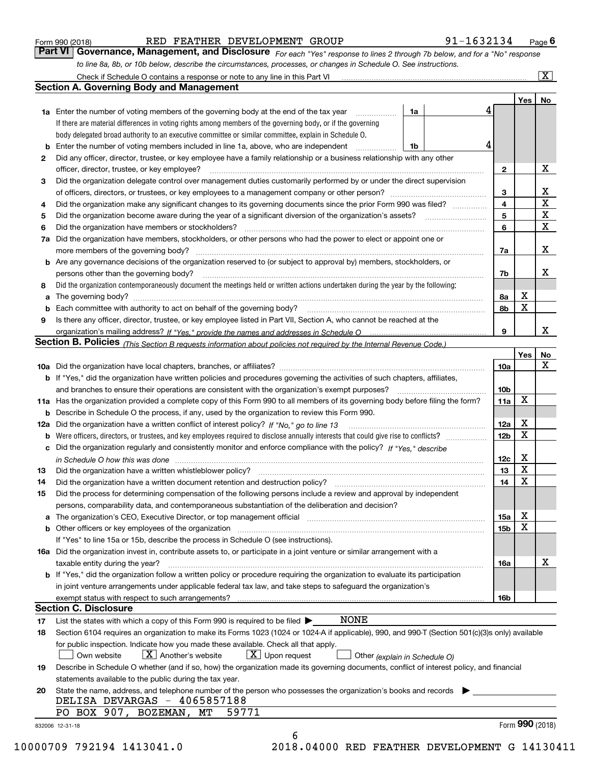Form 990 (2018) RED FEATHER DEVELOPMENT GROUP 91-1632134 Page 6

## Part VI Governance, Management, and Disclosure

*For each "Yes" response to lines 2 through 7b below, and for a "No" response to line 8a, 8b, or 10b below, describe the circumstances, processes, or changes in Schedule O. See instructions.*

Check if Schedule O contains a response or note to any line in this Part VI ..... [X]

### Section A. Governing Body and Management

| | | | | Yes | No |
|---|---|---|---|---|---|
| **1a** | Enter the number of voting members of the governing body at the end of the tax year ..... **1a** 4 | | | | |
| | If there are material differences in voting rights among members of the governing body, or if the governing body delegated broad authority to an executive committee or similar committee, explain in Schedule O. | | | | |
| **b** | Enter the number of voting members included in line 1a, above, who are independent ..... **1b** 4 | | | | |
| **2** | Did any officer, director, trustee, or key employee have a family relationship or a business relationship with any other officer, director, trustee, or key employee? | | 2 | | X |
| **3** | Did the organization delegate control over management duties customarily performed by or under the direct supervision of officers, directors, or trustees, or key employees to a management company or other person? | | 3 | | X |
| **4** | Did the organization make any significant changes to its governing documents since the prior Form 990 was filed? | | 4 | | X |
| **5** | Did the organization become aware during the year of a significant diversion of the organization's assets? | | 5 | | X |
| **6** | Did the organization have members or stockholders? | | 6 | | X |
| **7a** | Did the organization have members, stockholders, or other persons who had the power to elect or appoint one or more members of the governing body? | | 7a | | X |
| **b** | Are any governance decisions of the organization reserved to (or subject to approval by) members, stockholders, or persons other than the governing body? | | 7b | | X |
| **8** | Did the organization contemporaneously document the meetings held or written actions undertaken during the year by the following: | | | | |
| **a** | The governing body? | | 8a | X | |
| **b** | Each committee with authority to act on behalf of the governing body? | | 8b | X | |
| **9** | Is there any officer, director, trustee, or key employee listed in Part VII, Section A, who cannot be reached at the organization's mailing address? *If "Yes," provide the names and addresses in Schedule O* | | 9 | | X |

### Section B. Policies *(This Section B requests information about policies not required by the Internal Revenue Code.)*

| | | | Yes | No |
|---|---|---|---|---|
| **10a** | Did the organization have local chapters, branches, or affiliates? | 10a | | X |
| **b** | If "Yes," did the organization have written policies and procedures governing the activities of such chapters, affiliates, and branches to ensure their operations are consistent with the organization's exempt purposes? | 10b | | |
| **11a** | Has the organization provided a complete copy of this Form 990 to all members of its governing body before filing the form? | 11a | X | |
| **b** | Describe in Schedule O the process, if any, used by the organization to review this Form 990. | | | |
| **12a** | Did the organization have a written conflict of interest policy? *If "No," go to line 13* | 12a | X | |
| **b** | Were officers, directors, or trustees, and key employees required to disclose annually interests that could give rise to conflicts? | 12b | X | |
| **c** | Did the organization regularly and consistently monitor and enforce compliance with the policy? *If "Yes," describe in Schedule O how this was done* | 12c | X | |
| **13** | Did the organization have a written whistleblower policy? | 13 | X | |
| **14** | Did the organization have a written document retention and destruction policy? | 14 | X | |
| **15** | Did the process for determining compensation of the following persons include a review and approval by independent persons, comparability data, and contemporaneous substantiation of the deliberation and decision? | | | |
| **a** | The organization's CEO, Executive Director, or top management official | 15a | X | |
| **b** | Other officers or key employees of the organization | 15b | X | |
| | If "Yes" to line 15a or 15b, describe the process in Schedule O (see instructions). | | | |
| **16a** | Did the organization invest in, contribute assets to, or participate in a joint venture or similar arrangement with a taxable entity during the year? | 16a | | X |
| **b** | If "Yes," did the organization follow a written policy or procedure requiring the organization to evaluate its participation in joint venture arrangements under applicable federal tax law, and take steps to safeguard the organization's exempt status with respect to such arrangements? | 16b | | |

### Section C. Disclosure

**17** List the states with which a copy of this Form 990 is required to be filed ▶ NONE

**18** Section 6104 requires an organization to make its Forms 1023 (1024 or 1024-A if applicable), 990, and 990-T (Section 501(c)(3)s only) available for public inspection. Indicate how you made these available. Check all that apply.

[ ] Own website [X] Another's website [X] Upon request [ ] Other *(explain in Schedule O)*

**19** Describe in Schedule O whether (and if so, how) the organization made its governing documents, conflict of interest policy, and financial statements available to the public during the tax year.

**20** State the name, address, and telephone number of the person who possesses the organization's books and records ▶

DELISA DEVARGAS - 4065857188
PO BOX 907, BOZEMAN, MT 59771

832006 12-31-18 Form **990** (2018)

10000709 792194 1413041.0 2018.04000 RED FEATHER DEVELOPMENT G 14130411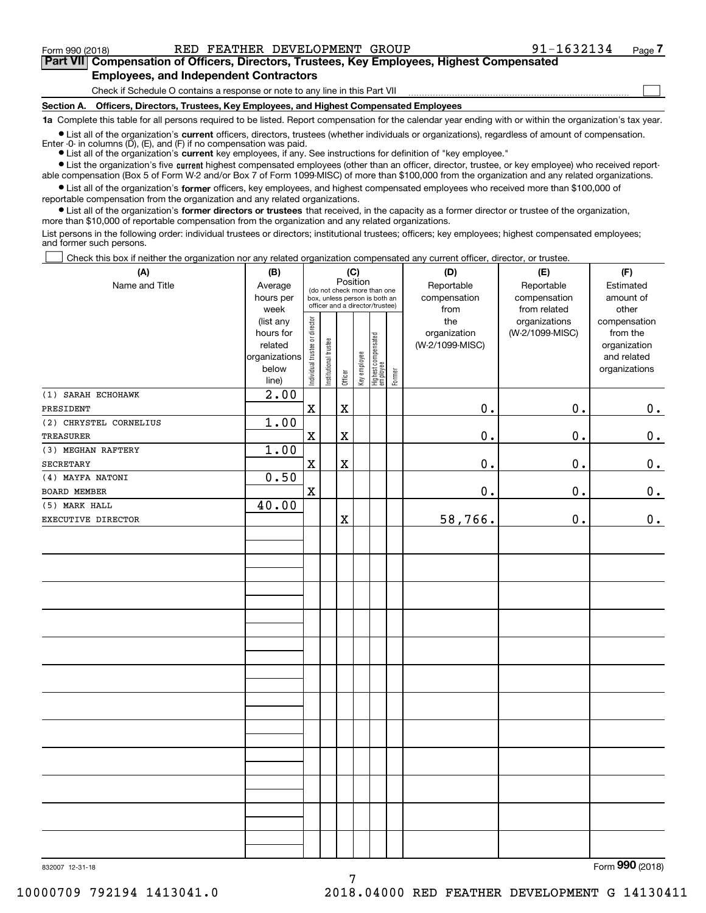Form 990 (2018) RED FEATHER DEVELOPMENT GROUP 91-1632134 Page 7

**Part VII Compensation of Officers, Directors, Trustees, Key Employees, Highest Compensated Employees, and Independent Contractors**

Check if Schedule O contains a response or note to any line in this Part VII ☐

**Section A. Officers, Directors, Trustees, Key Employees, and Highest Compensated Employees**

**1a** Complete this table for all persons required to be listed. Report compensation for the calendar year ending with or within the organization's tax year.

- List all of the organization's **current** officers, directors, trustees (whether individuals or organizations), regardless of amount of compensation. Enter -0- in columns (D), (E), and (F) if no compensation was paid.
- List all of the organization's **current** key employees, if any. See instructions for definition of "key employee."
- List the organization's five **current** highest compensated employees (other than an officer, director, trustee, or key employee) who received reportable compensation (Box 5 of Form W-2 and/or Box 7 of Form 1099-MISC) of more than $100,000 from the organization and any related organizations.
- List all of the organization's **former** officers, key employees, and highest compensated employees who received more than $100,000 of reportable compensation from the organization and any related organizations.
- List all of the organization's **former directors or trustees** that received, in the capacity as a former director or trustee of the organization, more than $10,000 of reportable compensation from the organization and any related organizations.

List persons in the following order: individual trustees or directors; institutional trustees; officers; key employees; highest compensated employees; and former such persons.

☐ Check this box if neither the organization nor any related organization compensated any current officer, director, or trustee.

| (A) Name and Title | (B) Average hours per week (list any hours for related organizations below line) | (C) Position: Individual trustee or director | Institutional trustee | Officer | Key employee | Highest compensated employee | Former | (D) Reportable compensation from the organization (W-2/1099-MISC) | (E) Reportable compensation from related organizations (W-2/1099-MISC) | (F) Estimated amount of other compensation from the organization and related organizations |
|---|---|---|---|---|---|---|---|---|---|---|
| (1) SARAH ECHOHAWK<br>PRESIDENT | 2.00 | X | | X | | | | 0. | 0. | 0. |
| (2) CHRYSTEL CORNELIUS<br>TREASURER | 1.00 | X | | X | | | | 0. | 0. | 0. |
| (3) MEGHAN RAFTERY<br>SECRETARY | 1.00 | X | | X | | | | 0. | 0. | 0. |
| (4) MAYFA NATONI<br>BOARD MEMBER | 0.50 | X | | | | | | 0. | 0. | 0. |
| (5) MARK HALL<br>EXECUTIVE DIRECTOR | 40.00 | | | X | | | | 58,766. | 0. | 0. |

832007 12-31-18 Form 990 (2018)

10000709 792194 1413041.0 2018.04000 RED FEATHER DEVELOPMENT G 14130411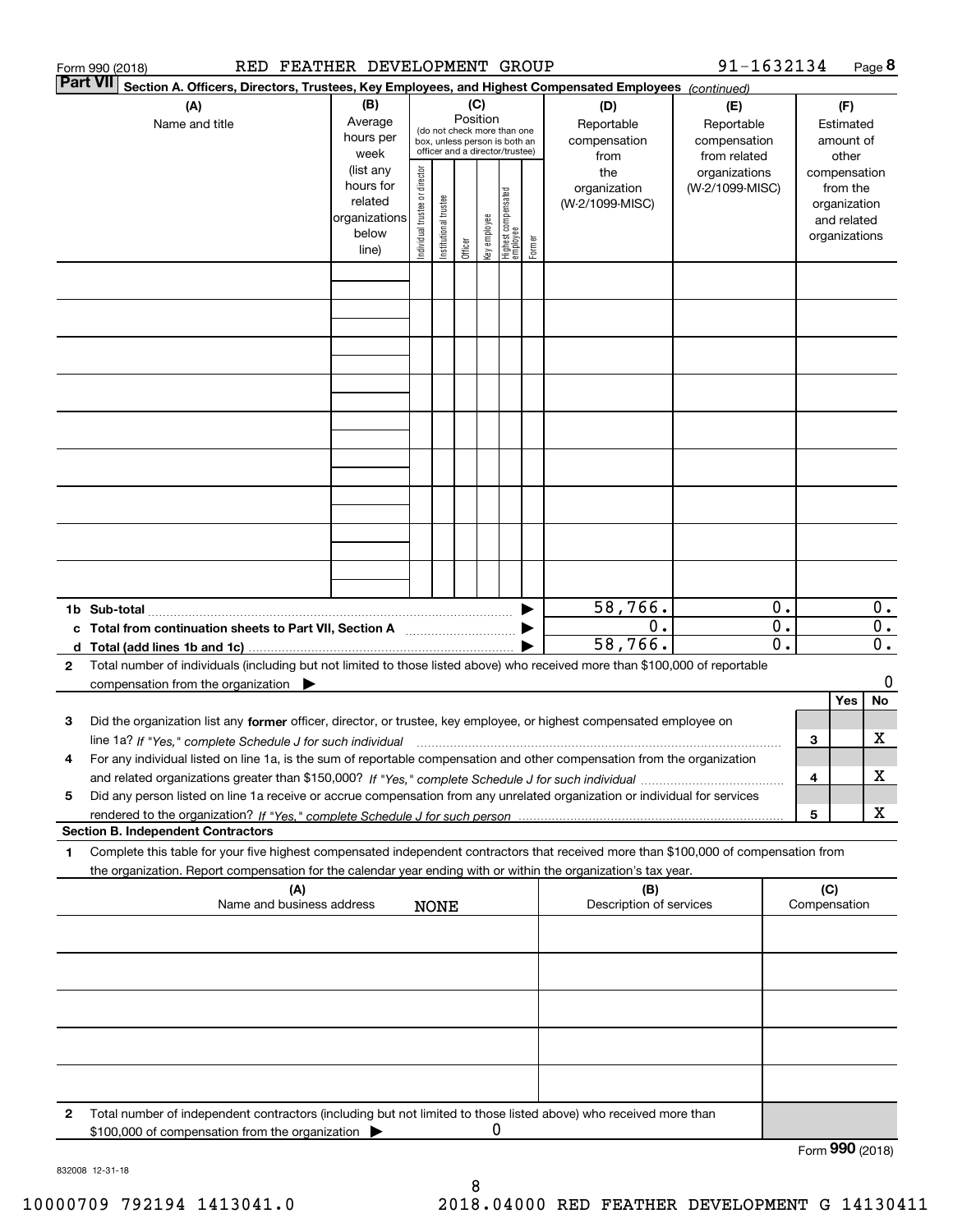Form 990 (2018) RED FEATHER DEVELOPMENT GROUP 91-1632134 Page 8

**Part VII** Section A. Officers, Directors, Trustees, Key Employees, and Highest Compensated Employees *(continued)*

| (A) Name and title | (B) Average hours per week (list any hours for related organizations below line) | (C) Position (do not check more than one box, unless person is both an officer and a director/trustee): Individual trustee or director | Institutional trustee | Officer | Key employee | Highest compensated employee | Former | (D) Reportable compensation from the organization (W-2/1099-MISC) | (E) Reportable compensation from related organizations (W-2/1099-MISC) | (F) Estimated amount of other compensation from the organization and related organizations |
|---|---|---|---|---|---|---|---|---|---|---|
| | | | | | | | | | | |
| | | | | | | | | | | |
| | | | | | | | | | | |
| | | | | | | | | | | |
| | | | | | | | | | | |
| | | | | | | | | | | |
| | | | | | | | | | | |
| | | | | | | | | | | |
| | | | | | | | | | | |
| **1b Sub-total** | | | | | | | | 58,766. | 0. | 0. |
| **c Total from continuation sheets to Part VII, Section A** | | | | | | | | 0. | 0. | 0. |
| **d Total (add lines 1b and 1c)** | | | | | | | | 58,766. | 0. | 0. |

**2** Total number of individuals (including but not limited to those listed above) who received more than $100,000 of reportable compensation from the organization ▶ 0

| | | Yes | No |
|---|---|---|---|
| **3** Did the organization list any **former** officer, director, or trustee, key employee, or highest compensated employee on line 1a? *If "Yes," complete Schedule J for such individual* | 3 | | X |
| **4** For any individual listed on line 1a, is the sum of reportable compensation and other compensation from the organization and related organizations greater than $150,000? *If "Yes," complete Schedule J for such individual* | 4 | | X |
| **5** Did any person listed on line 1a receive or accrue compensation from any unrelated organization or individual for services rendered to the organization? *If "Yes," complete Schedule J for such person* | 5 | | X |

**Section B. Independent Contractors**

**1** Complete this table for your five highest compensated independent contractors that received more than $100,000 of compensation from the organization. Report compensation for the calendar year ending with or within the organization's tax year.

| (A) Name and business address | (B) Description of services | (C) Compensation |
|---|---|---|
| NONE | | |
| | | |
| | | |
| | | |
| | | |

**2** Total number of independent contractors (including but not limited to those listed above) who received more than $100,000 of compensation from the organization ▶ 0

Form **990** (2018)

832008 12-31-18

10000709 792194 1413041.0 2018.04000 RED FEATHER DEVELOPMENT G 14130411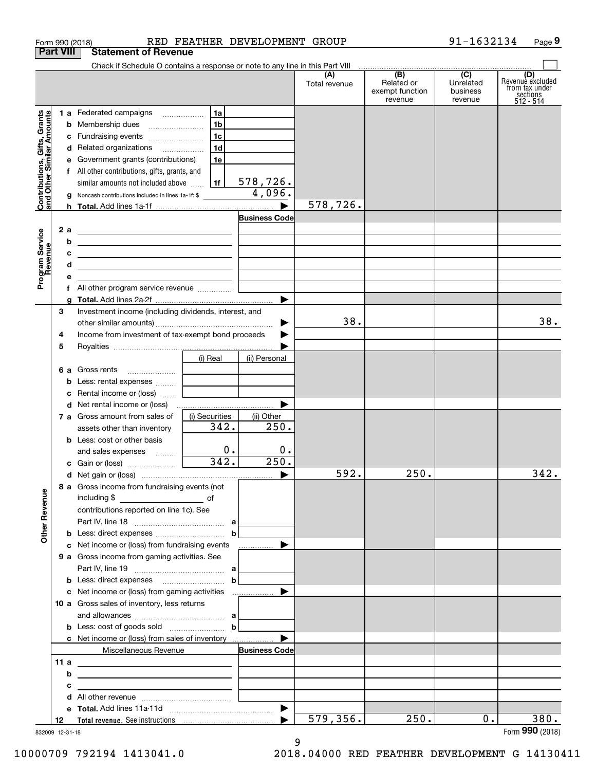Form 990 (2018) RED FEATHER DEVELOPMENT GROUP 91-1632134

## Part VIII Statement of Revenue

Check if Schedule O contains a response or note to any line in this Part VIII

| | | | (A) Total revenue | (B) Related or exempt function revenue | (C) Unrelated business revenue | (D) Revenue excluded from tax under sections 512 - 514 |
|---|---|---|---|---|---|---|
| **Contributions, Gifts, Grants and Other Similar Amounts** | 1a Federated campaigns | 1a | | | | |
| | b Membership dues | 1b | | | | |
| | c Fundraising events | 1c | | | | |
| | d Related organizations | 1d | | | | |
| | e Government grants (contributions) | 1e | | | | |
| | f All other contributions, gifts, grants, and similar amounts not included above | 1f 578,726. | | | | |
| | g Noncash contributions included in lines 1a-1f: $ | 4,096. | | | | |
| | h **Total.** Add lines 1a-1f | | 578,726. | | | |
| **Program Service Revenue** | | Business Code | | | | |
| | 2a | | | | | |
| | b | | | | | |
| | c | | | | | |
| | d | | | | | |
| | e | | | | | |
| | f All other program service revenue | | | | | |
| | g **Total.** Add lines 2a-2f | | | | | |
| **Other Revenue** | 3 Investment income (including dividends, interest, and other similar amounts) | | 38. | | | 38. |
| | 4 Income from investment of tax-exempt bond proceeds | | | | | |
| | 5 Royalties | | | | | |
| | | (i) Real / (ii) Personal | | | | |
| | 6a Gross rents | | | | | |
| | b Less: rental expenses | | | | | |
| | c Rental income or (loss) | | | | | |
| | d Net rental income or (loss) | | | | | |
| | 7a Gross amount from sales of assets other than inventory | (i) Securities 342. / (ii) Other 250. | | | | |
| | b Less: cost or other basis and sales expenses | (i) 0. / (ii) 0. | | | | |
| | c Gain or (loss) | (i) 342. / (ii) 250. | | | | |
| | d Net gain or (loss) | | 592. | 250. | | 342. |
| | 8a Gross income from fundraising events (not including $ ____ of contributions reported on line 1c). See Part IV, line 18 | a | | | | |
| | b Less: direct expenses | b | | | | |
| | c Net income or (loss) from fundraising events | | | | | |
| | 9a Gross income from gaming activities. See Part IV, line 19 | a | | | | |
| | b Less: direct expenses | b | | | | |
| | c Net income or (loss) from gaming activities | | | | | |
| | 10a Gross sales of inventory, less returns and allowances | a | | | | |
| | b Less: cost of goods sold | b | | | | |
| | c Net income or (loss) from sales of inventory | | | | | |
| | Miscellaneous Revenue | Business Code | | | | |
| | 11a | | | | | |
| | b | | | | | |
| | c | | | | | |
| | d All other revenue | | | | | |
| | e **Total.** Add lines 11a-11d | | | | | |
| | 12 **Total revenue.** See instructions | | 579,356. | 250. | 0. | 380. |

832009 12-31-18

Form **990** (2018)

10000709 792194 1413041.0 2018.04000 RED FEATHER DEVELOPMENT G 14130411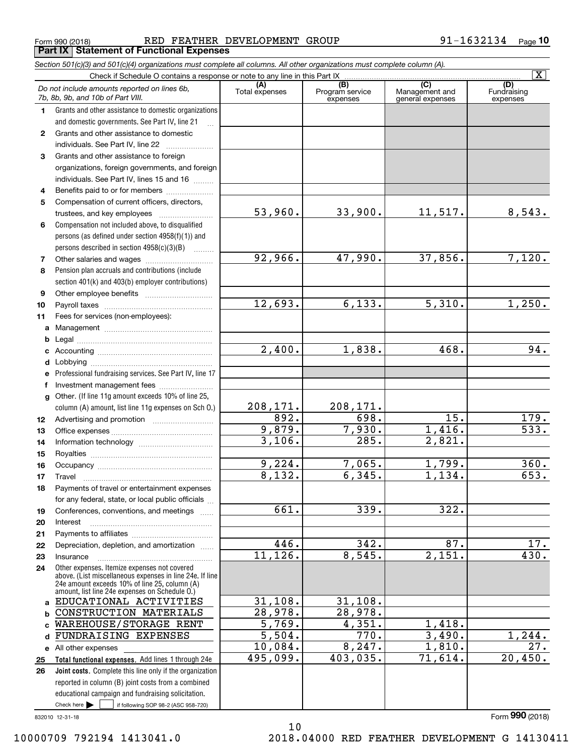Form 990 (2018) RED FEATHER DEVELOPMENT GROUP 91-1632134 Page **10**

## Part IX Statement of Functional Expenses

*Section 501(c)(3) and 501(c)(4) organizations must complete all columns. All other organizations must complete column (A).*

Check if Schedule O contains a response or note to any line in this Part IX [X]

| | *Do not include amounts reported on lines 6b, 7b, 8b, 9b, and 10b of Part VIII.* | (A) Total expenses | (B) Program service expenses | (C) Management and general expenses | (D) Fundraising expenses |
|---|---|---|---|---|---|
| 1 | Grants and other assistance to domestic organizations and domestic governments. See Part IV, line 21 | | | | |
| 2 | Grants and other assistance to domestic individuals. See Part IV, line 22 | | | | |
| 3 | Grants and other assistance to foreign organizations, foreign governments, and foreign individuals. See Part IV, lines 15 and 16 | | | | |
| 4 | Benefits paid to or for members | | | | |
| 5 | Compensation of current officers, directors, trustees, and key employees | 53,960. | 33,900. | 11,517. | 8,543. |
| 6 | Compensation not included above, to disqualified persons (as defined under section 4958(f)(1)) and persons described in section 4958(c)(3)(B) | | | | |
| 7 | Other salaries and wages | 92,966. | 47,990. | 37,856. | 7,120. |
| 8 | Pension plan accruals and contributions (include section 401(k) and 403(b) employer contributions) | | | | |
| 9 | Other employee benefits | | | | |
| 10 | Payroll taxes | 12,693. | 6,133. | 5,310. | 1,250. |
| 11 | Fees for services (non-employees): | | | | |
| a | Management | | | | |
| b | Legal | | | | |
| c | Accounting | 2,400. | 1,838. | 468. | 94. |
| d | Lobbying | | | | |
| e | Professional fundraising services. See Part IV, line 17 | | | | |
| f | Investment management fees | | | | |
| g | Other. (If line 11g amount exceeds 10% of line 25, column (A) amount, list line 11g expenses on Sch O.) | 208,171. | 208,171. | | |
| 12 | Advertising and promotion | 892. | 698. | 15. | 179. |
| 13 | Office expenses | 9,879. | 7,930. | 1,416. | 533. |
| 14 | Information technology | 3,106. | 285. | 2,821. | |
| 15 | Royalties | | | | |
| 16 | Occupancy | 9,224. | 7,065. | 1,799. | 360. |
| 17 | Travel | 8,132. | 6,345. | 1,134. | 653. |
| 18 | Payments of travel or entertainment expenses for any federal, state, or local public officials | | | | |
| 19 | Conferences, conventions, and meetings | 661. | 339. | 322. | |
| 20 | Interest | | | | |
| 21 | Payments to affiliates | | | | |
| 22 | Depreciation, depletion, and amortization | 446. | 342. | 87. | 17. |
| 23 | Insurance | 11,126. | 8,545. | 2,151. | 430. |
| 24 | Other expenses. Itemize expenses not covered above. (List miscellaneous expenses in line 24e. If line 24e amount exceeds 10% of line 25, column (A) amount, list line 24e expenses on Schedule O.) | | | | |
| a | EDUCATIONAL ACTIVITIES | 31,108. | 31,108. | | |
| b | CONSTRUCTION MATERIALS | 28,978. | 28,978. | | |
| c | WAREHOUSE/STORAGE RENT | 5,769. | 4,351. | 1,418. | |
| d | FUNDRAISING EXPENSES | 5,504. | 770. | 3,490. | 1,244. |
| e | All other expenses | 10,084. | 8,247. | 1,810. | 27. |
| 25 | **Total functional expenses.** Add lines 1 through 24e | 495,099. | 403,035. | 71,614. | 20,450. |
| 26 | **Joint costs.** Complete this line only if the organization reported in column (B) joint costs from a combined educational campaign and fundraising solicitation. Check here [ ] if following SOP 98-2 (ASC 958-720) | | | | |

832010 12-31-18 Form **990** (2018)

10000709 792194 1413041.0 2018.04000 RED FEATHER DEVELOPMENT G 14130411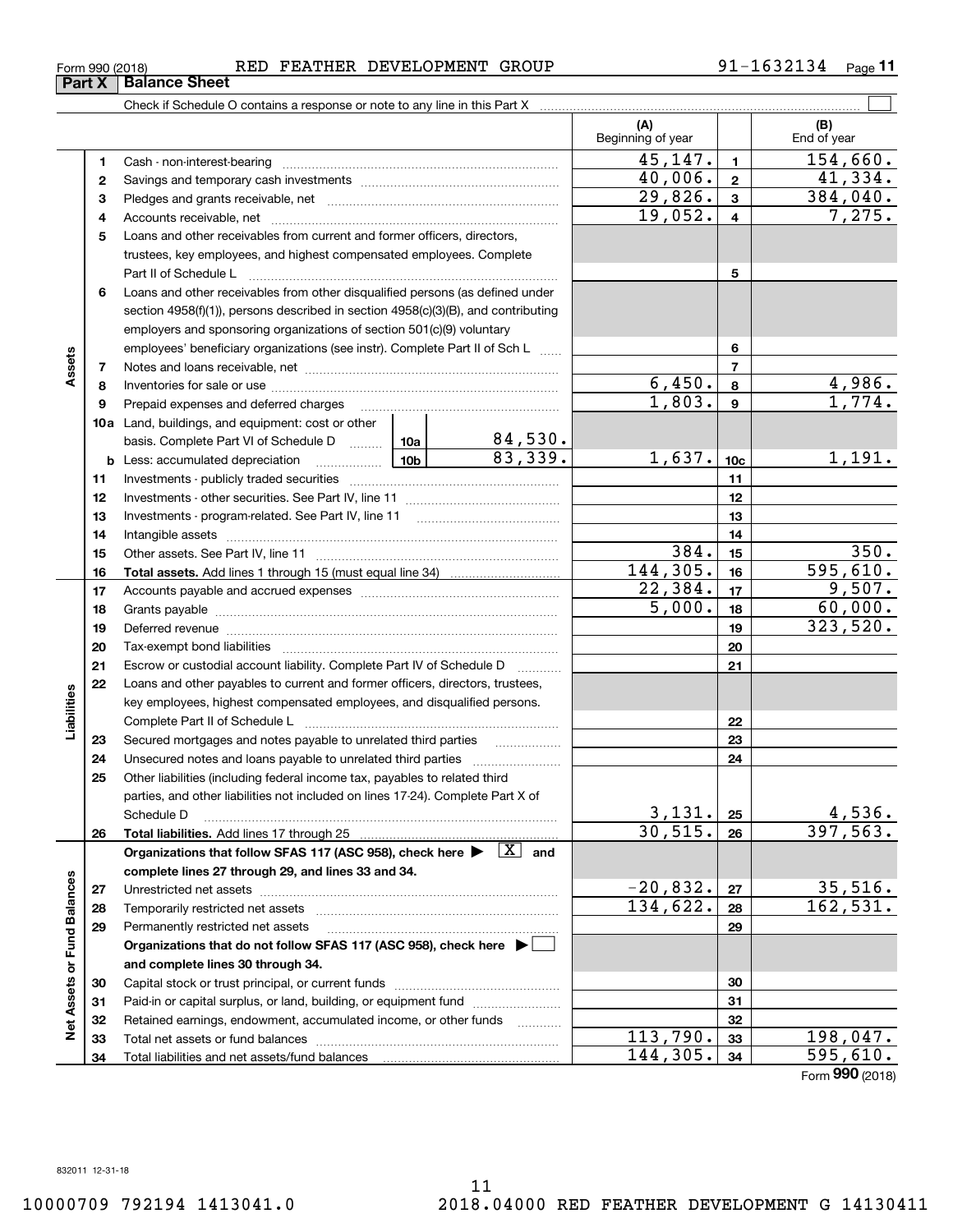Form 990 (2018) RED FEATHER DEVELOPMENT GROUP 91-1632134

## Part X Balance Sheet

Check if Schedule O contains a response or note to any line in this Part X ☐

| | | | | (A) Beginning of year | | (B) End of year |
|---|---|---|---|---|---|---|
| Assets | 1 | Cash - non-interest-bearing | | 45,147. | 1 | 154,660. |
| | 2 | Savings and temporary cash investments | | 40,006. | 2 | 41,334. |
| | 3 | Pledges and grants receivable, net | | 29,826. | 3 | 384,040. |
| | 4 | Accounts receivable, net | | 19,052. | 4 | 7,275. |
| | 5 | Loans and other receivables from current and former officers, directors, trustees, key employees, and highest compensated employees. Complete Part II of Schedule L | | | 5 | |
| | 6 | Loans and other receivables from other disqualified persons (as defined under section 4958(f)(1)), persons described in section 4958(c)(3)(B), and contributing employers and sponsoring organizations of section 501(c)(9) voluntary employees' beneficiary organizations (see instr). Complete Part II of Sch L | | | 6 | |
| | 7 | Notes and loans receivable, net | | | 7 | |
| | 8 | Inventories for sale or use | | 6,450. | 8 | 4,986. |
| | 9 | Prepaid expenses and deferred charges | | 1,803. | 9 | 1,774. |
| | 10a | Land, buildings, and equipment: cost or other basis. Complete Part VI of Schedule D | 10a 84,530. | | | |
| | b | Less: accumulated depreciation | 10b 83,339. | 1,637. | 10c | 1,191. |
| | 11 | Investments - publicly traded securities | | | 11 | |
| | 12 | Investments - other securities. See Part IV, line 11 | | | 12 | |
| | 13 | Investments - program-related. See Part IV, line 11 | | | 13 | |
| | 14 | Intangible assets | | | 14 | |
| | 15 | Other assets. See Part IV, line 11 | | 384. | 15 | 350. |
| | 16 | **Total assets.** Add lines 1 through 15 (must equal line 34) | | 144,305. | 16 | 595,610. |
| Liabilities | 17 | Accounts payable and accrued expenses | | 22,384. | 17 | 9,507. |
| | 18 | Grants payable | | 5,000. | 18 | 60,000. |
| | 19 | Deferred revenue | | | 19 | 323,520. |
| | 20 | Tax-exempt bond liabilities | | | 20 | |
| | 21 | Escrow or custodial account liability. Complete Part IV of Schedule D | | | 21 | |
| | 22 | Loans and other payables to current and former officers, directors, trustees, key employees, highest compensated employees, and disqualified persons. Complete Part II of Schedule L | | | 22 | |
| | 23 | Secured mortgages and notes payable to unrelated third parties | | | 23 | |
| | 24 | Unsecured notes and loans payable to unrelated third parties | | | 24 | |
| | 25 | Other liabilities (including federal income tax, payables to related third parties, and other liabilities not included on lines 17-24). Complete Part X of Schedule D | | 3,131. | 25 | 4,536. |
| | 26 | **Total liabilities.** Add lines 17 through 25 | | 30,515. | 26 | 397,563. |
| Net Assets or Fund Balances | | **Organizations that follow SFAS 117 (ASC 958), check here ▶ [X] and complete lines 27 through 29, and lines 33 and 34.** | | | | |
| | 27 | Unrestricted net assets | | -20,832. | 27 | 35,516. |
| | 28 | Temporarily restricted net assets | | 134,622. | 28 | 162,531. |
| | 29 | Permanently restricted net assets | | | 29 | |
| | | **Organizations that do not follow SFAS 117 (ASC 958), check here ▶ ☐ and complete lines 30 through 34.** | | | | |
| | 30 | Capital stock or trust principal, or current funds | | | 30 | |
| | 31 | Paid-in or capital surplus, or land, building, or equipment fund | | | 31 | |
| | 32 | Retained earnings, endowment, accumulated income, or other funds | | | 32 | |
| | 33 | Total net assets or fund balances | | 113,790. | 33 | 198,047. |
| | 34 | Total liabilities and net assets/fund balances | | 144,305. | 34 | 595,610. |

Form **990** (2018)

832011 12-31-18

10000709 792194 1413041.0 2018.04000 RED FEATHER DEVELOPMENT G 14130411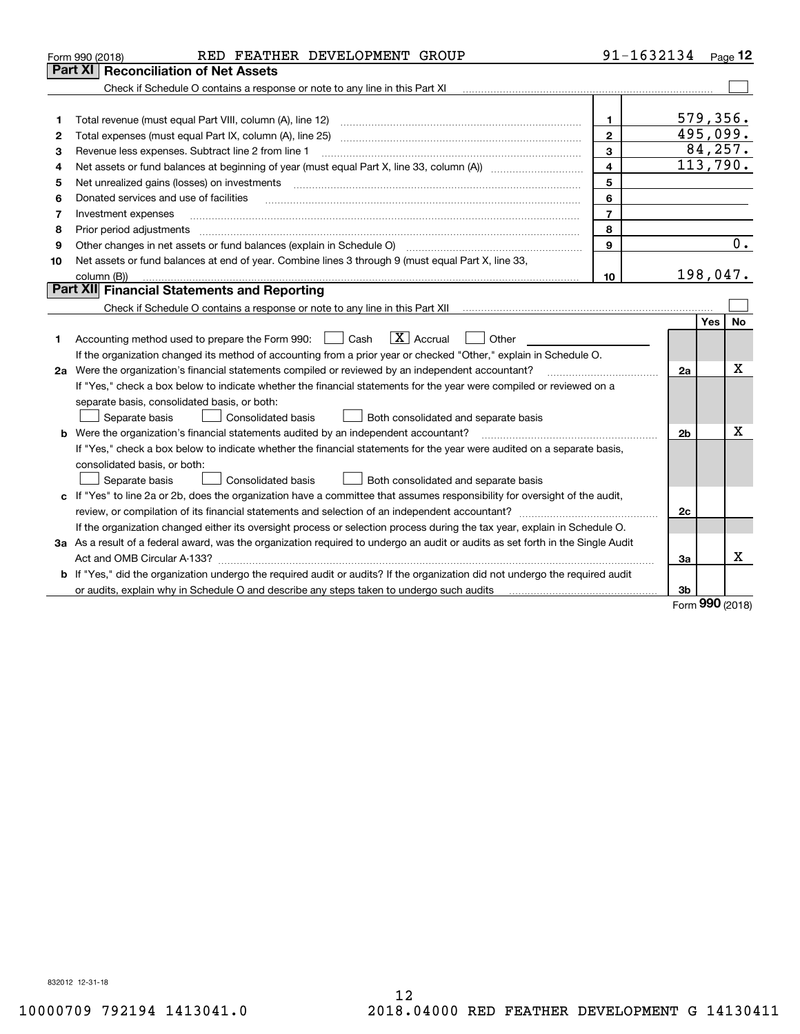Form 990 (2018) RED FEATHER DEVELOPMENT GROUP 91-1632134

## Part XI Reconciliation of Net Assets

Check if Schedule O contains a response or note to any line in this Part XI

| | | | |
|---|---|---|---|
| 1 | Total revenue (must equal Part VIII, column (A), line 12) | 1 | 579,356. |
| 2 | Total expenses (must equal Part IX, column (A), line 25) | 2 | 495,099. |
| 3 | Revenue less expenses. Subtract line 2 from line 1 | 3 | 84,257. |
| 4 | Net assets or fund balances at beginning of year (must equal Part X, line 33, column (A)) | 4 | 113,790. |
| 5 | Net unrealized gains (losses) on investments | 5 | |
| 6 | Donated services and use of facilities | 6 | |
| 7 | Investment expenses | 7 | |
| 8 | Prior period adjustments | 8 | |
| 9 | Other changes in net assets or fund balances (explain in Schedule O) | 9 | 0. |
| 10 | Net assets or fund balances at end of year. Combine lines 3 through 9 (must equal Part X, line 33, column (B)) | 10 | 198,047. |

## Part XII Financial Statements and Reporting

Check if Schedule O contains a response or note to any line in this Part XII

| | | | Yes | No |
|---|---|---|---|---|
| 1 | Accounting method used to prepare the Form 990: ☐ Cash ☒ Accrual ☐ Other<br>If the organization changed its method of accounting from a prior year or checked "Other," explain in Schedule O. | | | |
| 2a | Were the organization's financial statements compiled or reviewed by an independent accountant?<br>If "Yes," check a box below to indicate whether the financial statements for the year were compiled or reviewed on a separate basis, consolidated basis, or both:<br>☐ Separate basis ☐ Consolidated basis ☐ Both consolidated and separate basis | 2a | | X |
| b | Were the organization's financial statements audited by an independent accountant?<br>If "Yes," check a box below to indicate whether the financial statements for the year were audited on a separate basis, consolidated basis, or both:<br>☐ Separate basis ☐ Consolidated basis ☐ Both consolidated and separate basis | 2b | | X |
| c | If "Yes" to line 2a or 2b, does the organization have a committee that assumes responsibility for oversight of the audit, review, or compilation of its financial statements and selection of an independent accountant?<br>If the organization changed either its oversight process or selection process during the tax year, explain in Schedule O. | 2c | | |
| 3a | As a result of a federal award, was the organization required to undergo an audit or audits as set forth in the Single Audit Act and OMB Circular A-133? | 3a | | X |
| b | If "Yes," did the organization undergo the required audit or audits? If the organization did not undergo the required audit or audits, explain why in Schedule O and describe any steps taken to undergo such audits | 3b | | |

Form 990 (2018)

832012 12-31-18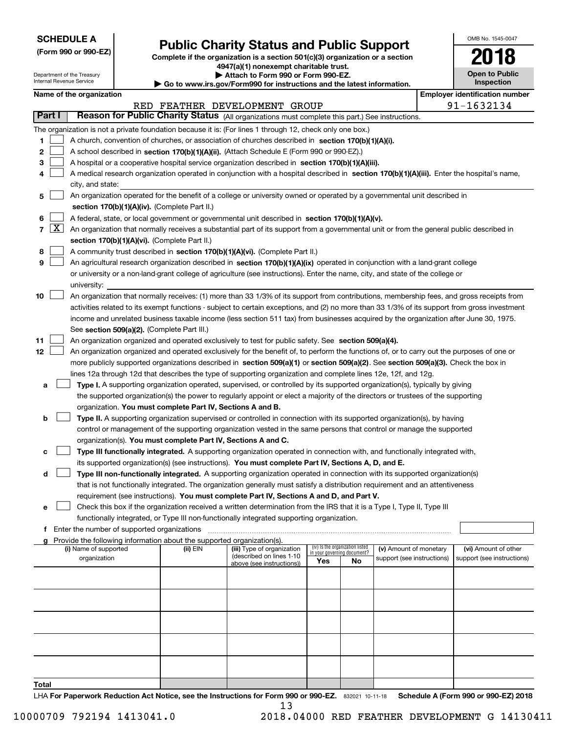**SCHEDULE A**
**(Form 990 or 990-EZ)**

Department of the Treasury
Internal Revenue Service

# Public Charity Status and Public Support

**Complete if the organization is a section 501(c)(3) organization or a section 4947(a)(1) nonexempt charitable trust.**
**▶ Attach to Form 990 or Form 990-EZ.**
**▶ Go to www.irs.gov/Form990 for instructions and the latest information.**

OMB No. 1545-0047

**2018**

**Open to Public Inspection**

**Name of the organization**: RED FEATHER DEVELOPMENT GROUP

**Employer identification number**: 91-1632134

## Part I Reason for Public Charity Status (All organizations must complete this part.) See instructions.

The organization is not a private foundation because it is: (For lines 1 through 12, check only one box.)

1 ☐ A church, convention of churches, or association of churches described in **section 170(b)(1)(A)(i).**

2 ☐ A school described in **section 170(b)(1)(A)(ii).** (Attach Schedule E (Form 990 or 990-EZ).)

3 ☐ A hospital or a cooperative hospital service organization described in **section 170(b)(1)(A)(iii).**

4 ☐ A medical research organization operated in conjunction with a hospital described in **section 170(b)(1)(A)(iii).** Enter the hospital's name, city, and state:

5 ☐ An organization operated for the benefit of a college or university owned or operated by a governmental unit described in **section 170(b)(1)(A)(iv).** (Complete Part II.)

6 ☐ A federal, state, or local government or governmental unit described in **section 170(b)(1)(A)(v).**

7 ☒ An organization that normally receives a substantial part of its support from a governmental unit or from the general public described in **section 170(b)(1)(A)(vi).** (Complete Part II.)

8 ☐ A community trust described in **section 170(b)(1)(A)(vi).** (Complete Part II.)

9 ☐ An agricultural research organization described in **section 170(b)(1)(A)(ix)** operated in conjunction with a land-grant college or university or a non-land-grant college of agriculture (see instructions). Enter the name, city, and state of the college or university:

10 ☐ An organization that normally receives: (1) more than 33 1/3% of its support from contributions, membership fees, and gross receipts from activities related to its exempt functions - subject to certain exceptions, and (2) no more than 33 1/3% of its support from gross investment income and unrelated business taxable income (less section 511 tax) from businesses acquired by the organization after June 30, 1975. See **section 509(a)(2).** (Complete Part III.)

11 ☐ An organization organized and operated exclusively to test for public safety. See **section 509(a)(4).**

12 ☐ An organization organized and operated exclusively for the benefit of, to perform the functions of, or to carry out the purposes of one or more publicly supported organizations described in **section 509(a)(1)** or **section 509(a)(2)**. See **section 509(a)(3).** Check the box in lines 12a through 12d that describes the type of supporting organization and complete lines 12e, 12f, and 12g.

a ☐ **Type I.** A supporting organization operated, supervised, or controlled by its supported organization(s), typically by giving the supported organization(s) the power to regularly appoint or elect a majority of the directors or trustees of the supporting organization. **You must complete Part IV, Sections A and B.**

b ☐ **Type II.** A supporting organization supervised or controlled in connection with its supported organization(s), by having control or management of the supporting organization vested in the same persons that control or manage the supported organization(s). **You must complete Part IV, Sections A and C.**

c ☐ **Type III functionally integrated.** A supporting organization operated in connection with, and functionally integrated with, its supported organization(s) (see instructions). **You must complete Part IV, Sections A, D, and E.**

d ☐ **Type III non-functionally integrated.** A supporting organization operated in connection with its supported organization(s) that is not functionally integrated. The organization generally must satisfy a distribution requirement and an attentiveness requirement (see instructions). **You must complete Part IV, Sections A and D, and Part V.**

e ☐ Check this box if the organization received a written determination from the IRS that it is a Type I, Type II, Type III functionally integrated, or Type III non-functionally integrated supporting organization.

f Enter the number of supported organizations

g Provide the following information about the supported organization(s).

| (i) Name of supported organization | (ii) EIN | (iii) Type of organization (described on lines 1-10 above (see instructions)) | (iv) Is the organization listed in your governing document? Yes | No | (v) Amount of monetary support (see instructions) | (vi) Amount of other support (see instructions) |
|---|---|---|---|---|---|---|
| | | | | | | |
| | | | | | | |
| | | | | | | |
| | | | | | | |
| | | | | | | |
| **Total** | | | | | | |

LHA **For Paperwork Reduction Act Notice, see the Instructions for Form 990 or 990-EZ.** 832021 10-11-18 **Schedule A (Form 990 or 990-EZ) 2018**

10000709 792194 1413041.0 2018.04000 RED FEATHER DEVELOPMENT G 14130411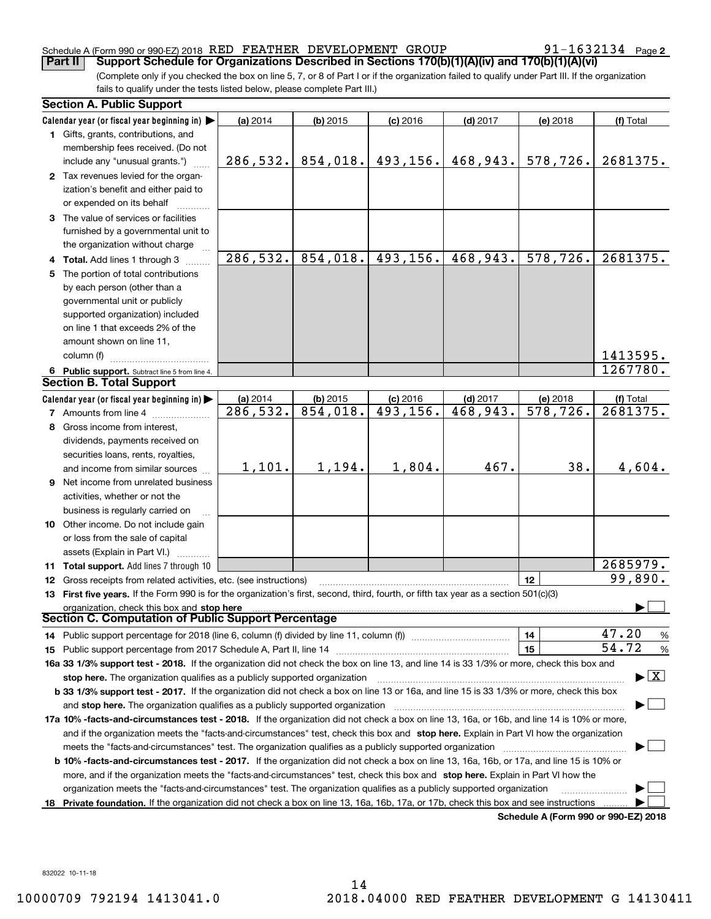Schedule A (Form 990 or 990-EZ) 2018 RED FEATHER DEVELOPMENT GROUP 91-1632134 Page 2

**Part II Support Schedule for Organizations Described in Sections 170(b)(1)(A)(iv) and 170(b)(1)(A)(vi)**

(Complete only if you checked the box on line 5, 7, or 8 of Part I or if the organization failed to qualify under Part III. If the organization fails to qualify under the tests listed below, please complete Part III.)

**Section A. Public Support**

| Calendar year (or fiscal year beginning in) ▶ | (a) 2014 | (b) 2015 | (c) 2016 | (d) 2017 | (e) 2018 | (f) Total |
|---|---|---|---|---|---|---|
| 1 Gifts, grants, contributions, and membership fees received. (Do not include any "unusual grants.") | 286,532. | 854,018. | 493,156. | 468,943. | 578,726. | 2681375. |
| 2 Tax revenues levied for the organization's benefit and either paid to or expended on its behalf | | | | | | |
| 3 The value of services or facilities furnished by a governmental unit to the organization without charge | | | | | | |
| 4 **Total.** Add lines 1 through 3 | 286,532. | 854,018. | 493,156. | 468,943. | 578,726. | 2681375. |
| 5 The portion of total contributions by each person (other than a governmental unit or publicly supported organization) included on line 1 that exceeds 2% of the amount shown on line 11, column (f) | | | | | | 1413595. |
| 6 **Public support.** Subtract line 5 from line 4. | | | | | | 1267780. |

**Section B. Total Support**

| Calendar year (or fiscal year beginning in) ▶ | (a) 2014 | (b) 2015 | (c) 2016 | (d) 2017 | (e) 2018 | (f) Total |
|---|---|---|---|---|---|---|
| 7 Amounts from line 4 | 286,532. | 854,018. | 493,156. | 468,943. | 578,726. | 2681375. |
| 8 Gross income from interest, dividends, payments received on securities loans, rents, royalties, and income from similar sources | 1,101. | 1,194. | 1,804. | 467. | 38. | 4,604. |
| 9 Net income from unrelated business activities, whether or not the business is regularly carried on | | | | | | |
| 10 Other income. Do not include gain or loss from the sale of capital assets (Explain in Part VI.) | | | | | | |
| 11 **Total support.** Add lines 7 through 10 | | | | | | 2685979. |
| 12 Gross receipts from related activities, etc. (see instructions) | | | | | 12 | 99,890. |

13 **First five years.** If the Form 990 is for the organization's first, second, third, fourth, or fifth tax year as a section 501(c)(3) organization, check this box and **stop here** ▶ ☐

**Section C. Computation of Public Support Percentage**

| | | |
|---|---|---|
| 14 Public support percentage for 2018 (line 6, column (f) divided by line 11, column (f)) | 14 | 47.20 % |
| 15 Public support percentage from 2017 Schedule A, Part II, line 14 | 15 | 54.72 % |

**16a 33 1/3% support test - 2018.** If the organization did not check the box on line 13, and line 14 is 33 1/3% or more, check this box and **stop here.** The organization qualifies as a publicly supported organization ▶ ☒

**b 33 1/3% support test - 2017.** If the organization did not check a box on line 13 or 16a, and line 15 is 33 1/3% or more, check this box and **stop here.** The organization qualifies as a publicly supported organization ▶ ☐

**17a 10% -facts-and-circumstances test - 2018.** If the organization did not check a box on line 13, 16a, or 16b, and line 14 is 10% or more, and if the organization meets the "facts-and-circumstances" test, check this box and **stop here.** Explain in Part VI how the organization meets the "facts-and-circumstances" test. The organization qualifies as a publicly supported organization ▶ ☐

**b 10% -facts-and-circumstances test - 2017.** If the organization did not check a box on line 13, 16a, 16b, or 17a, and line 15 is 10% or more, and if the organization meets the "facts-and-circumstances" test, check this box and **stop here.** Explain in Part VI how the organization meets the "facts-and-circumstances" test. The organization qualifies as a publicly supported organization ▶ ☐

**18 Private foundation.** If the organization did not check a box on line 13, 16a, 16b, 17a, or 17b, check this box and see instructions ▶ ☐

**Schedule A (Form 990 or 990-EZ) 2018**

832022 10-11-18

10000709 792194 1413041.0 2018.04000 RED FEATHER DEVELOPMENT G 14130411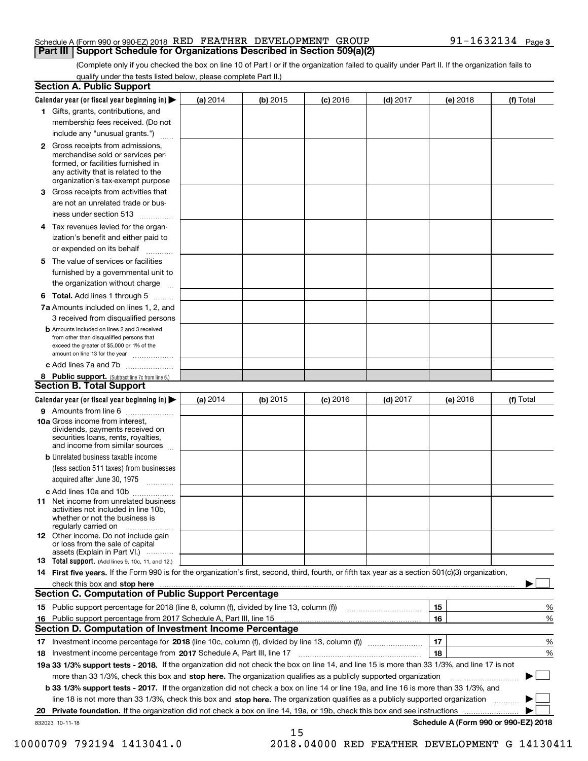Schedule A (Form 990 or 990-EZ) 2018 RED FEATHER DEVELOPMENT GROUP 91-1632134

## Part III Support Schedule for Organizations Described in Section 509(a)(2)

(Complete only if you checked the box on line 10 of Part I or if the organization failed to qualify under Part II. If the organization fails to qualify under the tests listed below, please complete Part II.)

### Section A. Public Support

| Calendar year (or fiscal year beginning in) ▶ | (a) 2014 | (b) 2015 | (c) 2016 | (d) 2017 | (e) 2018 | (f) Total |
|---|---|---|---|---|---|---|
| 1 Gifts, grants, contributions, and membership fees received. (Do not include any "unusual grants.") | | | | | | |
| 2 Gross receipts from admissions, merchandise sold or services performed, or facilities furnished in any activity that is related to the organization's tax-exempt purpose | | | | | | |
| 3 Gross receipts from activities that are not an unrelated trade or business under section 513 | | | | | | |
| 4 Tax revenues levied for the organization's benefit and either paid to or expended on its behalf | | | | | | |
| 5 The value of services or facilities furnished by a governmental unit to the organization without charge | | | | | | |
| 6 **Total.** Add lines 1 through 5 | | | | | | |
| 7a Amounts included on lines 1, 2, and 3 received from disqualified persons | | | | | | |
| b Amounts included on lines 2 and 3 received from other than disqualified persons that exceed the greater of $5,000 or 1% of the amount on line 13 for the year | | | | | | |
| c Add lines 7a and 7b | | | | | | |
| 8 **Public support.** (Subtract line 7c from line 6.) | | | | | | |

### Section B. Total Support

| Calendar year (or fiscal year beginning in) ▶ | (a) 2014 | (b) 2015 | (c) 2016 | (d) 2017 | (e) 2018 | (f) Total |
|---|---|---|---|---|---|---|
| 9 Amounts from line 6 | | | | | | |
| 10a Gross income from interest, dividends, payments received on securities loans, rents, royalties, and income from similar sources | | | | | | |
| b Unrelated business taxable income (less section 511 taxes) from businesses acquired after June 30, 1975 | | | | | | |
| c Add lines 10a and 10b | | | | | | |
| 11 Net income from unrelated business activities not included in line 10b, whether or not the business is regularly carried on | | | | | | |
| 12 Other income. Do not include gain or loss from the sale of capital assets (Explain in Part VI.) | | | | | | |
| 13 **Total support.** (Add lines 9, 10c, 11, and 12.) | | | | | | |

14 **First five years.** If the Form 990 is for the organization's first, second, third, fourth, or fifth tax year as a section 501(c)(3) organization, check this box and **stop here** ▶ ☐

### Section C. Computation of Public Support Percentage

| | | | |
|---|---|---|---|
| 15 | Public support percentage for 2018 (line 8, column (f), divided by line 13, column (f)) | 15 | % |
| 16 | Public support percentage from 2017 Schedule A, Part III, line 15 | 16 | % |

### Section D. Computation of Investment Income Percentage

| | | | |
|---|---|---|---|
| 17 | Investment income percentage for **2018** (line 10c, column (f), divided by line 13, column (f)) | 17 | % |
| 18 | Investment income percentage from **2017** Schedule A, Part III, line 17 | 18 | % |

**19a 33 1/3% support tests - 2018.** If the organization did not check the box on line 14, and line 15 is more than 33 1/3%, and line 17 is not more than 33 1/3%, check this box and **stop here.** The organization qualifies as a publicly supported organization ▶ ☐

**b 33 1/3% support tests - 2017.** If the organization did not check a box on line 14 or line 19a, and line 16 is more than 33 1/3%, and line 18 is not more than 33 1/3%, check this box and **stop here.** The organization qualifies as a publicly supported organization ▶ ☐

**20 Private foundation.** If the organization did not check a box on line 14, 19a, or 19b, check this box and see instructions ▶ ☐

832023 10-11-18 **Schedule A (Form 990 or 990-EZ) 2018**

10000709 792194 1413041.0 2018.04000 RED FEATHER DEVELOPMENT G 14130411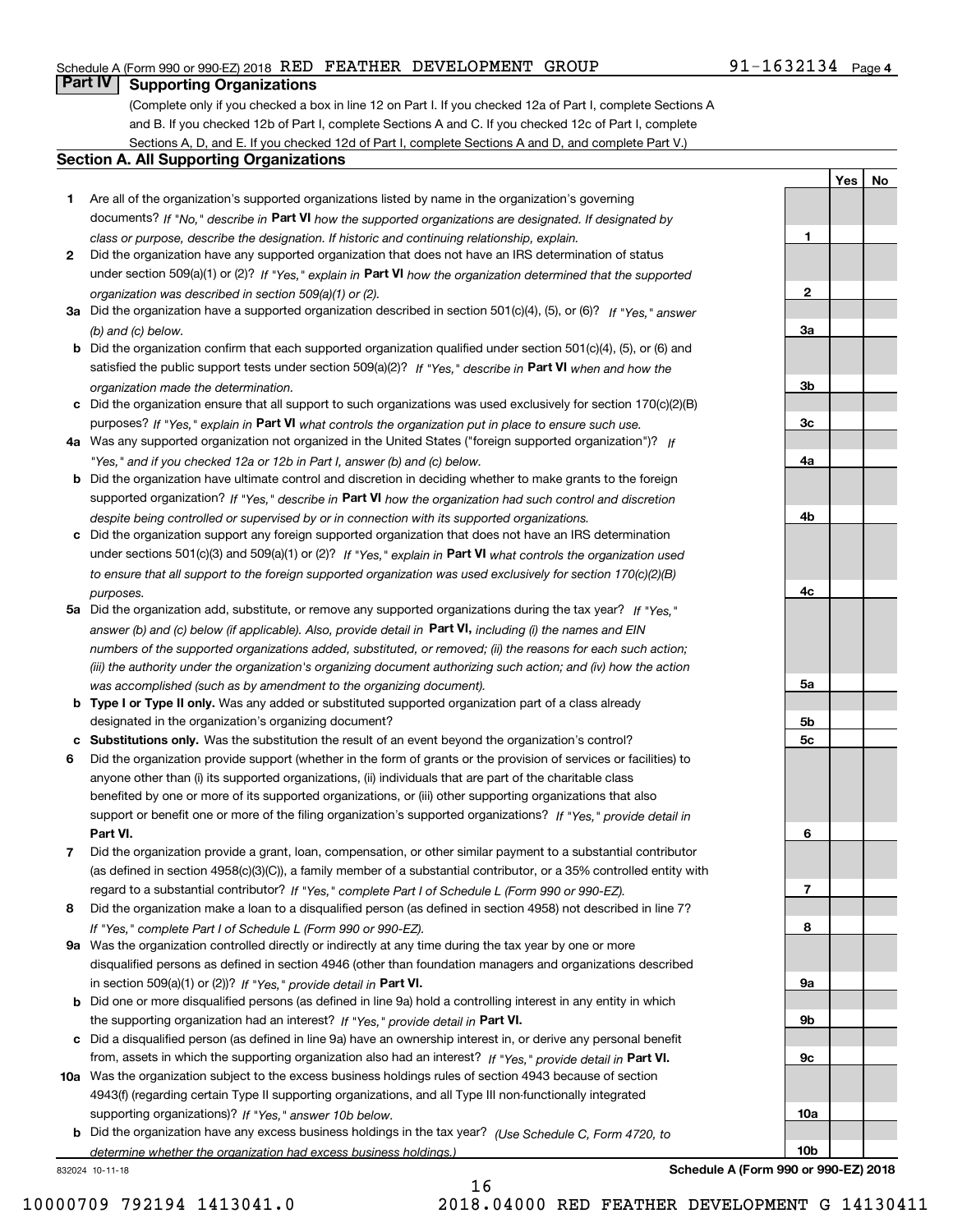Schedule A (Form 990 or 990-EZ) 2018 RED FEATHER DEVELOPMENT GROUP 91-1632134 Page 4

## Part IV Supporting Organizations

(Complete only if you checked a box in line 12 on Part I. If you checked 12a of Part I, complete Sections A and B. If you checked 12b of Part I, complete Sections A and C. If you checked 12c of Part I, complete Sections A, D, and E. If you checked 12d of Part I, complete Sections A and D, and complete Part V.)

### Section A. All Supporting Organizations

| | | | Yes | No |
|---|---|---|---|---|
| **1** | Are all of the organization's supported organizations listed by name in the organization's governing documents? *If "No," describe in* **Part VI** *how the supported organizations are designated. If designated by class or purpose, describe the designation. If historic and continuing relationship, explain.* | **1** | | |
| **2** | Did the organization have any supported organization that does not have an IRS determination of status under section 509(a)(1) or (2)? *If "Yes," explain in* **Part VI** *how the organization determined that the supported organization was described in section 509(a)(1) or (2).* | **2** | | |
| **3a** | Did the organization have a supported organization described in section 501(c)(4), (5), or (6)? *If "Yes," answer (b) and (c) below.* | **3a** | | |
| **b** | Did the organization confirm that each supported organization qualified under section 501(c)(4), (5), or (6) and satisfied the public support tests under section 509(a)(2)? *If "Yes," describe in* **Part VI** *when and how the organization made the determination.* | **3b** | | |
| **c** | Did the organization ensure that all support to such organizations was used exclusively for section 170(c)(2)(B) purposes? *If "Yes," explain in* **Part VI** *what controls the organization put in place to ensure such use.* | **3c** | | |
| **4a** | Was any supported organization not organized in the United States ("foreign supported organization")? *If "Yes," and if you checked 12a or 12b in Part I, answer (b) and (c) below.* | **4a** | | |
| **b** | Did the organization have ultimate control and discretion in deciding whether to make grants to the foreign supported organization? *If "Yes," describe in* **Part VI** *how the organization had such control and discretion despite being controlled or supervised by or in connection with its supported organizations.* | **4b** | | |
| **c** | Did the organization support any foreign supported organization that does not have an IRS determination under sections 501(c)(3) and 509(a)(1) or (2)? *If "Yes," explain in* **Part VI** *what controls the organization used to ensure that all support to the foreign supported organization was used exclusively for section 170(c)(2)(B) purposes.* | **4c** | | |
| **5a** | Did the organization add, substitute, or remove any supported organizations during the tax year? *If "Yes," answer (b) and (c) below (if applicable). Also, provide detail in* **Part VI,** *including (i) the names and EIN numbers of the supported organizations added, substituted, or removed; (ii) the reasons for each such action; (iii) the authority under the organization's organizing document authorizing such action; and (iv) how the action was accomplished (such as by amendment to the organizing document).* | **5a** | | |
| **b** | **Type I or Type II only.** Was any added or substituted supported organization part of a class already designated in the organization's organizing document? | **5b** | | |
| **c** | **Substitutions only.** Was the substitution the result of an event beyond the organization's control? | **5c** | | |
| **6** | Did the organization provide support (whether in the form of grants or the provision of services or facilities) to anyone other than (i) its supported organizations, (ii) individuals that are part of the charitable class benefited by one or more of its supported organizations, or (iii) other supporting organizations that also support or benefit one or more of the filing organization's supported organizations? *If "Yes," provide detail in* **Part VI.** | **6** | | |
| **7** | Did the organization provide a grant, loan, compensation, or other similar payment to a substantial contributor (as defined in section 4958(c)(3)(C)), a family member of a substantial contributor, or a 35% controlled entity with regard to a substantial contributor? *If "Yes," complete Part I of Schedule L (Form 990 or 990-EZ).* | **7** | | |
| **8** | Did the organization make a loan to a disqualified person (as defined in section 4958) not described in line 7? *If "Yes," complete Part I of Schedule L (Form 990 or 990-EZ).* | **8** | | |
| **9a** | Was the organization controlled directly or indirectly at any time during the tax year by one or more disqualified persons as defined in section 4946 (other than foundation managers and organizations described in section 509(a)(1) or (2))? *If "Yes," provide detail in* **Part VI.** | **9a** | | |
| **b** | Did one or more disqualified persons (as defined in line 9a) hold a controlling interest in any entity in which the supporting organization had an interest? *If "Yes," provide detail in* **Part VI.** | **9b** | | |
| **c** | Did a disqualified person (as defined in line 9a) have an ownership interest in, or derive any personal benefit from, assets in which the supporting organization also had an interest? *If "Yes," provide detail in* **Part VI.** | **9c** | | |
| **10a** | Was the organization subject to the excess business holdings rules of section 4943 because of section 4943(f) (regarding certain Type II supporting organizations, and all Type III non-functionally integrated supporting organizations)? *If "Yes," answer 10b below.* | **10a** | | |
| **b** | Did the organization have any excess business holdings in the tax year? *(Use Schedule C, Form 4720, to determine whether the organization had excess business holdings.)* | **10b** | | |

832024 10-11-18 **Schedule A (Form 990 or 990-EZ) 2018**

10000709 792194 1413041.0 2018.04000 RED FEATHER DEVELOPMENT G 14130411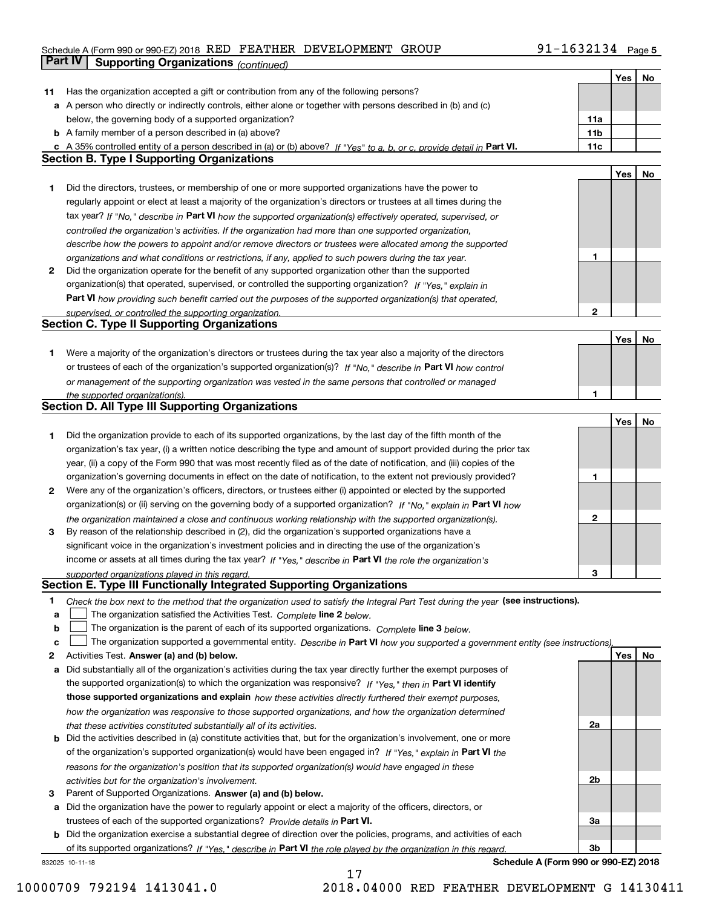Schedule A (Form 990 or 990-EZ) 2018 RED FEATHER DEVELOPMENT GROUP 91-1632134

**Part IV | Supporting Organizations** *(continued)*

| | | | Yes | No |
|---|---|---|---|---|
| **11** | Has the organization accepted a gift or contribution from any of the following persons? | | | |
| **a** | A person who directly or indirectly controls, either alone or together with persons described in (b) and (c) below, the governing body of a supported organization? | **11a** | | |
| **b** | A family member of a person described in (a) above? | **11b** | | |
| **c** | A 35% controlled entity of a person described in (a) or (b) above? *If "Yes" to a, b, or c, provide detail in* **Part VI.** | **11c** | | |

## Section B. Type I Supporting Organizations

| | | | Yes | No |
|---|---|---|---|---|
| **1** | Did the directors, trustees, or membership of one or more supported organizations have the power to regularly appoint or elect at least a majority of the organization's directors or trustees at all times during the tax year? *If "No," describe in* **Part VI** *how the supported organization(s) effectively operated, supervised, or controlled the organization's activities. If the organization had more than one supported organization, describe how the powers to appoint and/or remove directors or trustees were allocated among the supported organizations and what conditions or restrictions, if any, applied to such powers during the tax year.* | **1** | | |
| **2** | Did the organization operate for the benefit of any supported organization other than the supported organization(s) that operated, supervised, or controlled the supporting organization? *If "Yes," explain in* **Part VI** *how providing such benefit carried out the purposes of the supported organization(s) that operated, supervised, or controlled the supporting organization.* | **2** | | |

## Section C. Type II Supporting Organizations

| | | | Yes | No |
|---|---|---|---|---|
| **1** | Were a majority of the organization's directors or trustees during the tax year also a majority of the directors or trustees of each of the organization's supported organization(s)? *If "No," describe in* **Part VI** *how control or management of the supporting organization was vested in the same persons that controlled or managed the supported organization(s).* | **1** | | |

## Section D. All Type III Supporting Organizations

| | | | Yes | No |
|---|---|---|---|---|
| **1** | Did the organization provide to each of its supported organizations, by the last day of the fifth month of the organization's tax year, (i) a written notice describing the type and amount of support provided during the prior tax year, (ii) a copy of the Form 990 that was most recently filed as of the date of notification, and (iii) copies of the organization's governing documents in effect on the date of notification, to the extent not previously provided? | **1** | | |
| **2** | Were any of the organization's officers, directors, or trustees either (i) appointed or elected by the supported organization(s) or (ii) serving on the governing body of a supported organization? *If "No," explain in* **Part VI** *how the organization maintained a close and continuous working relationship with the supported organization(s).* | **2** | | |
| **3** | By reason of the relationship described in (2), did the organization's supported organizations have a significant voice in the organization's investment policies and in directing the use of the organization's income or assets at all times during the tax year? *If "Yes," describe in* **Part VI** *the role the organization's supported organizations played in this regard.* | **3** | | |

## Section E. Type III Functionally Integrated Supporting Organizations

**1** *Check the box next to the method that the organization used to satisfy the Integral Part Test during the year* **(see instructions).**

- **a** ☐ The organization satisfied the Activities Test. *Complete* **line 2** *below.*
- **b** ☐ The organization is the parent of each of its supported organizations. *Complete* **line 3** *below.*
- **c** ☐ The organization supported a governmental entity. *Describe in* **Part VI** *how you supported a government entity (see instructions).*

| | | | Yes | No |
|---|---|---|---|---|
| **2** | Activities Test. **Answer (a) and (b) below.** | | | |
| **a** | Did substantially all of the organization's activities during the tax year directly further the exempt purposes of the supported organization(s) to which the organization was responsive? *If "Yes," then in* **Part VI identify those supported organizations and explain** *how these activities directly furthered their exempt purposes, how the organization was responsive to those supported organizations, and how the organization determined that these activities constituted substantially all of its activities.* | **2a** | | |
| **b** | Did the activities described in (a) constitute activities that, but for the organization's involvement, one or more of the organization's supported organization(s) would have been engaged in? *If "Yes," explain in* **Part VI** *the reasons for the organization's position that its supported organization(s) would have engaged in these activities but for the organization's involvement.* | **2b** | | |
| **3** | Parent of Supported Organizations. **Answer (a) and (b) below.** | | | |
| **a** | Did the organization have the power to regularly appoint or elect a majority of the officers, directors, or trustees of each of the supported organizations? *Provide details in* **Part VI.** | **3a** | | |
| **b** | Did the organization exercise a substantial degree of direction over the policies, programs, and activities of each of its supported organizations? *If "Yes," describe in* **Part VI** *the role played by the organization in this regard.* | **3b** | | |

832025 10-11-18 **Schedule A (Form 990 or 990-EZ) 2018**

10000709 792194 1413041.0 2018.04000 RED FEATHER DEVELOPMENT G 14130411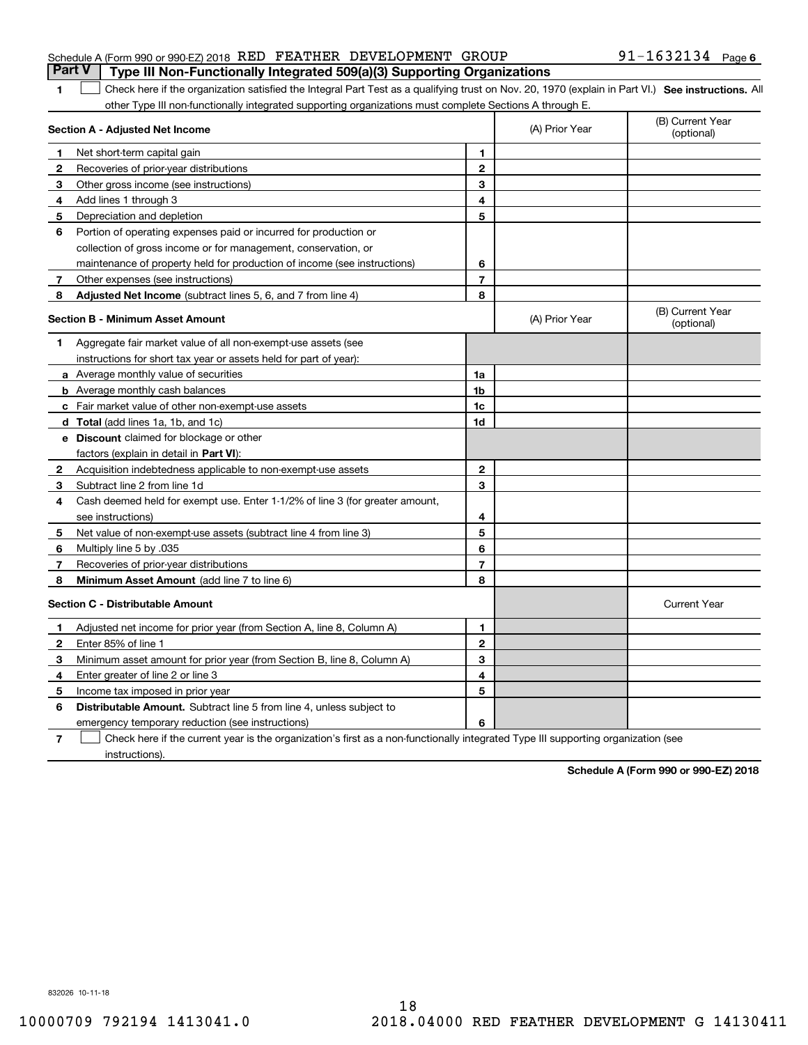Schedule A (Form 990 or 990-EZ) 2018 RED FEATHER DEVELOPMENT GROUP 91-1632134 Page 6

## Part V Type III Non-Functionally Integrated 509(a)(3) Supporting Organizations

**1** ☐ Check here if the organization satisfied the Integral Part Test as a qualifying trust on Nov. 20, 1970 (explain in Part VI.) **See instructions.** All other Type III non-functionally integrated supporting organizations must complete Sections A through E.

| **Section A - Adjusted Net Income** | | | (A) Prior Year | (B) Current Year (optional) |
|---|---|---|---|---|
| **1** | Net short-term capital gain | **1** | | |
| **2** | Recoveries of prior-year distributions | **2** | | |
| **3** | Other gross income (see instructions) | **3** | | |
| **4** | Add lines 1 through 3 | **4** | | |
| **5** | Depreciation and depletion | **5** | | |
| **6** | Portion of operating expenses paid or incurred for production or collection of gross income or for management, conservation, or maintenance of property held for production of income (see instructions) | **6** | | |
| **7** | Other expenses (see instructions) | **7** | | |
| **8** | **Adjusted Net Income** (subtract lines 5, 6, and 7 from line 4) | **8** | | |

| **Section B - Minimum Asset Amount** | | | (A) Prior Year | (B) Current Year (optional) |
|---|---|---|---|---|
| **1** | Aggregate fair market value of all non-exempt-use assets (see instructions for short tax year or assets held for part of year): | | | |
| **a** | Average monthly value of securities | **1a** | | |
| **b** | Average monthly cash balances | **1b** | | |
| **c** | Fair market value of other non-exempt-use assets | **1c** | | |
| **d** | **Total** (add lines 1a, 1b, and 1c) | **1d** | | |
| **e** | **Discount** claimed for blockage or other factors (explain in detail in **Part VI**): | | | |
| **2** | Acquisition indebtedness applicable to non-exempt-use assets | **2** | | |
| **3** | Subtract line 2 from line 1d | **3** | | |
| **4** | Cash deemed held for exempt use. Enter 1-1/2% of line 3 (for greater amount, see instructions) | **4** | | |
| **5** | Net value of non-exempt-use assets (subtract line 4 from line 3) | **5** | | |
| **6** | Multiply line 5 by .035 | **6** | | |
| **7** | Recoveries of prior-year distributions | **7** | | |
| **8** | **Minimum Asset Amount** (add line 7 to line 6) | **8** | | |

| **Section C - Distributable Amount** | | | | Current Year |
|---|---|---|---|---|
| **1** | Adjusted net income for prior year (from Section A, line 8, Column A) | **1** | | |
| **2** | Enter 85% of line 1 | **2** | | |
| **3** | Minimum asset amount for prior year (from Section B, line 8, Column A) | **3** | | |
| **4** | Enter greater of line 2 or line 3 | **4** | | |
| **5** | Income tax imposed in prior year | **5** | | |
| **6** | **Distributable Amount.** Subtract line 5 from line 4, unless subject to emergency temporary reduction (see instructions) | **6** | | |

**7** ☐ Check here if the current year is the organization's first as a non-functionally integrated Type III supporting organization (see instructions).

**Schedule A (Form 990 or 990-EZ) 2018**

832026 10-11-18

10000709 792194 1413041.0 2018.04000 RED FEATHER DEVELOPMENT G 14130411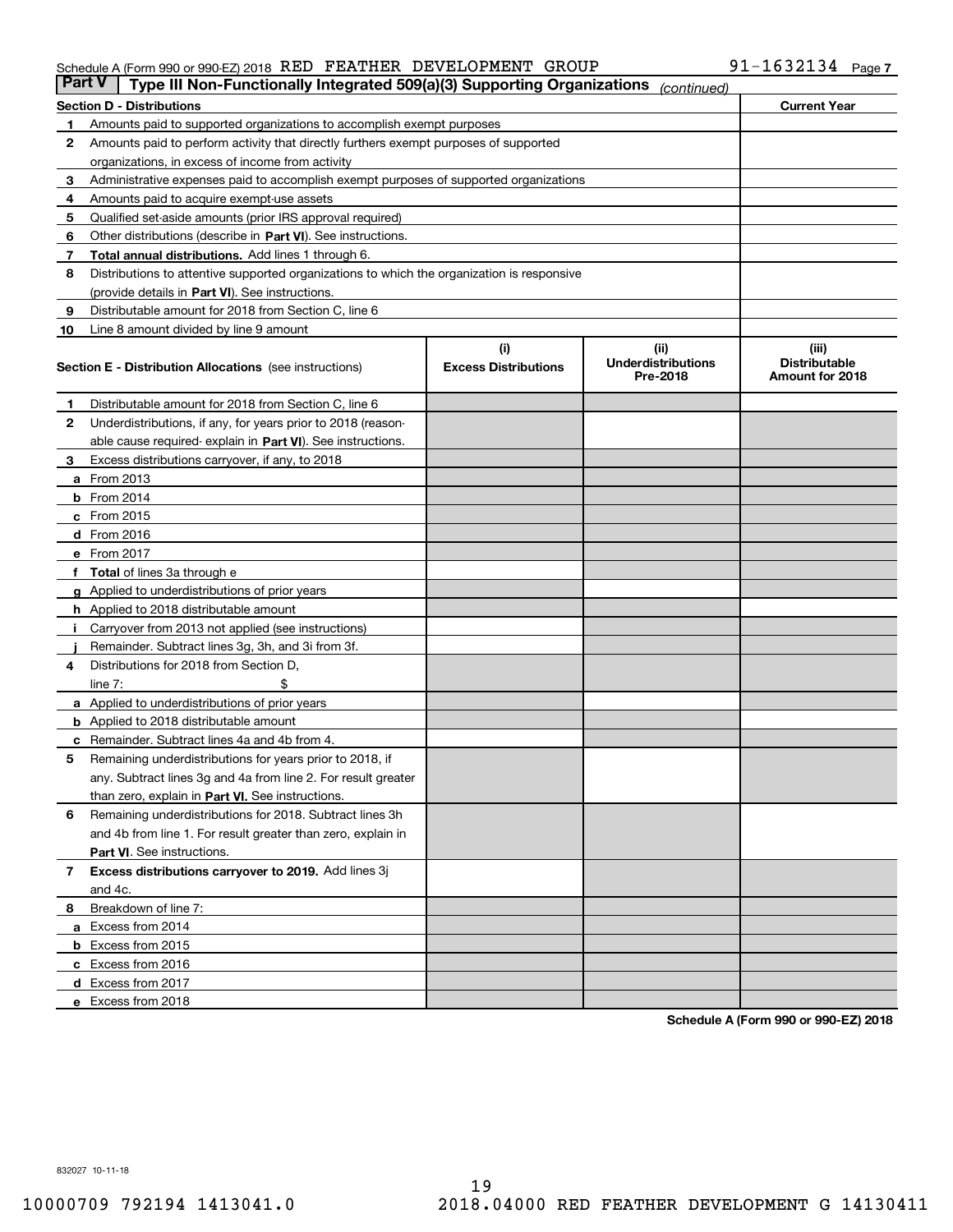Schedule A (Form 990 or 990-EZ) 2018 RED FEATHER DEVELOPMENT GROUP 91-1632134

## Part V Type III Non-Functionally Integrated 509(a)(3) Supporting Organizations *(continued)*

| Section D - Distributions | | Current Year |
|---|---|---|
| 1 | Amounts paid to supported organizations to accomplish exempt purposes | |
| 2 | Amounts paid to perform activity that directly furthers exempt purposes of supported organizations, in excess of income from activity | |
| 3 | Administrative expenses paid to accomplish exempt purposes of supported organizations | |
| 4 | Amounts paid to acquire exempt-use assets | |
| 5 | Qualified set-aside amounts (prior IRS approval required) | |
| 6 | Other distributions (describe in **Part VI**). See instructions. | |
| 7 | **Total annual distributions.** Add lines 1 through 6. | |
| 8 | Distributions to attentive supported organizations to which the organization is responsive (provide details in **Part VI**). See instructions. | |
| 9 | Distributable amount for 2018 from Section C, line 6 | |
| 10 | Line 8 amount divided by line 9 amount | |

| | Section E - Distribution Allocations (see instructions) | (i) Excess Distributions | (ii) Underdistributions Pre-2018 | (iii) Distributable Amount for 2018 |
|---|---|---|---|---|
| 1 | Distributable amount for 2018 from Section C, line 6 | | | |
| 2 | Underdistributions, if any, for years prior to 2018 (reasonable cause required- explain in **Part VI**). See instructions. | | | |
| 3 | Excess distributions carryover, if any, to 2018 | | | |
| a | From 2013 | | | |
| b | From 2014 | | | |
| c | From 2015 | | | |
| d | From 2016 | | | |
| e | From 2017 | | | |
| f | **Total** of lines 3a through e | | | |
| g | Applied to underdistributions of prior years | | | |
| h | Applied to 2018 distributable amount | | | |
| i | Carryover from 2013 not applied (see instructions) | | | |
| j | Remainder. Subtract lines 3g, 3h, and 3i from 3f. | | | |
| 4 | Distributions for 2018 from Section D, line 7: $ | | | |
| a | Applied to underdistributions of prior years | | | |
| b | Applied to 2018 distributable amount | | | |
| c | Remainder. Subtract lines 4a and 4b from 4. | | | |
| 5 | Remaining underdistributions for years prior to 2018, if any. Subtract lines 3g and 4a from line 2. For result greater than zero, explain in **Part VI.** See instructions. | | | |
| 6 | Remaining underdistributions for 2018. Subtract lines 3h and 4b from line 1. For result greater than zero, explain in **Part VI**. See instructions. | | | |
| 7 | **Excess distributions carryover to 2019.** Add lines 3j and 4c. | | | |
| 8 | Breakdown of line 7: | | | |
| a | Excess from 2014 | | | |
| b | Excess from 2015 | | | |
| c | Excess from 2016 | | | |
| d | Excess from 2017 | | | |
| e | Excess from 2018 | | | |

**Schedule A (Form 990 or 990-EZ) 2018**

832027 10-11-18

10000709 792194 1413041.0 2018.04000 RED FEATHER DEVELOPMENT G 14130411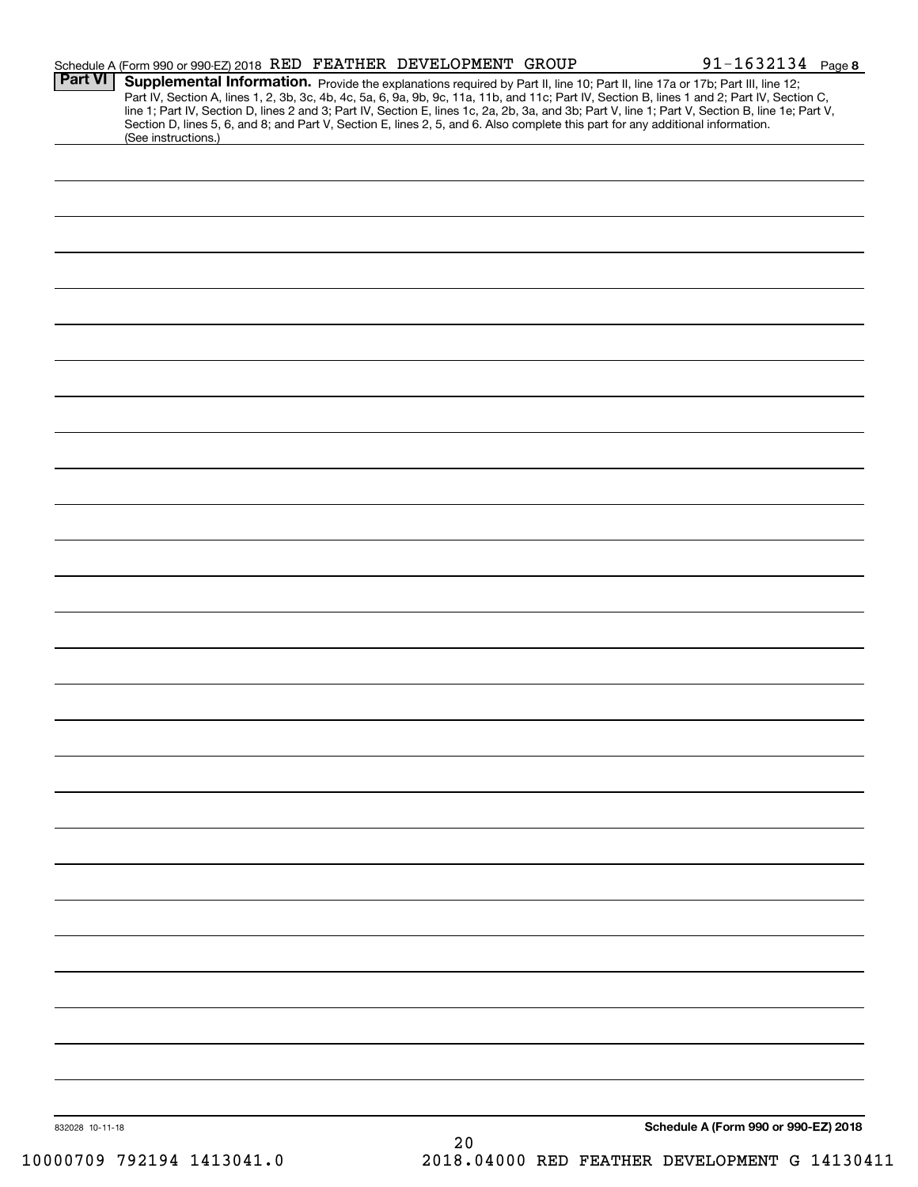Schedule A (Form 990 or 990-EZ) 2018 RED FEATHER DEVELOPMENT GROUP 91-1632134 Page 8

**Part VI** **Supplemental Information.** Provide the explanations required by Part II, line 10; Part II, line 17a or 17b; Part III, line 12; Part IV, Section A, lines 1, 2, 3b, 3c, 4b, 4c, 5a, 6, 9a, 9b, 9c, 11a, 11b, and 11c; Part IV, Section B, lines 1 and 2; Part IV, Section C, line 1; Part IV, Section D, lines 2 and 3; Part IV, Section E, lines 1c, 2a, 2b, 3a, and 3b; Part V, line 1; Part V, Section B, line 1e; Part V, Section D, lines 5, 6, and 8; and Part V, Section E, lines 2, 5, and 6. Also complete this part for any additional information. (See instructions.)

832028 10-11-18

**Schedule A (Form 990 or 990-EZ) 2018**

10000709 792194 1413041.0 2018.04000 RED FEATHER DEVELOPMENT G 14130411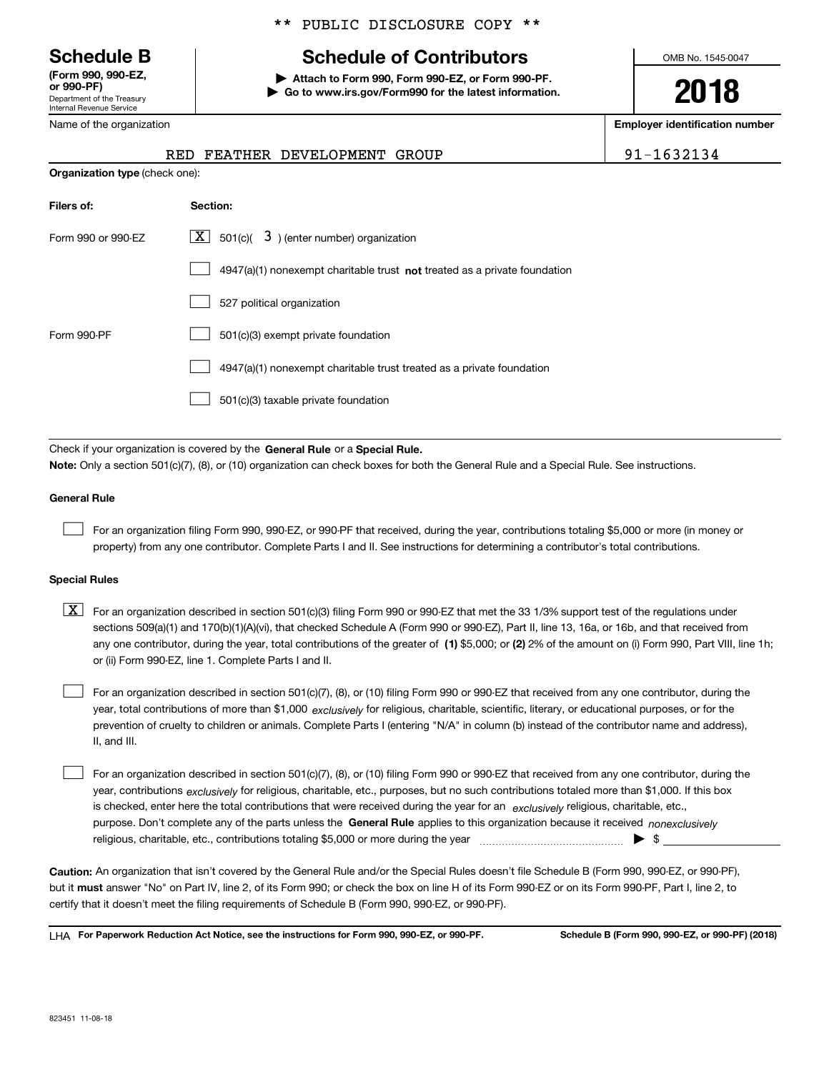** PUBLIC DISCLOSURE COPY **

# Schedule B

**(Form 990, 990-EZ, or 990-PF)**
Department of the Treasury
Internal Revenue Service

## Schedule of Contributors

▶ **Attach to Form 990, Form 990-EZ, or Form 990-PF.**
▶ **Go to www.irs.gov/Form990 for the latest information.**

OMB No. 1545-0047

**2018**

Name of the organization: RED FEATHER DEVELOPMENT GROUP

**Employer identification number:** 91-1632134

**Organization type** (check one):

| Filers of: | Section: |
|---|---|
| Form 990 or 990-EZ | [X] 501(c)( 3 ) (enter number) organization |
| | [ ] 4947(a)(1) nonexempt charitable trust **not** treated as a private foundation |
| | [ ] 527 political organization |
| Form 990-PF | [ ] 501(c)(3) exempt private foundation |
| | [ ] 4947(a)(1) nonexempt charitable trust treated as a private foundation |
| | [ ] 501(c)(3) taxable private foundation |

Check if your organization is covered by the **General Rule** or a **Special Rule.**

**Note:** Only a section 501(c)(7), (8), or (10) organization can check boxes for both the General Rule and a Special Rule. See instructions.

**General Rule**

[ ] For an organization filing Form 990, 990-EZ, or 990-PF that received, during the year, contributions totaling $5,000 or more (in money or property) from any one contributor. Complete Parts I and II. See instructions for determining a contributor's total contributions.

**Special Rules**

[X] For an organization described in section 501(c)(3) filing Form 990 or 990-EZ that met the 33 1/3% support test of the regulations under sections 509(a)(1) and 170(b)(1)(A)(vi), that checked Schedule A (Form 990 or 990-EZ), Part II, line 13, 16a, or 16b, and that received from any one contributor, during the year, total contributions of the greater of **(1)** $5,000; or **(2)** 2% of the amount on (i) Form 990, Part VIII, line 1h; or (ii) Form 990-EZ, line 1. Complete Parts I and II.

[ ] For an organization described in section 501(c)(7), (8), or (10) filing Form 990 or 990-EZ that received from any one contributor, during the year, total contributions of more than $1,000 *exclusively* for religious, charitable, scientific, literary, or educational purposes, or for the prevention of cruelty to children or animals. Complete Parts I (entering "N/A" in column (b) instead of the contributor name and address), II, and III.

[ ] For an organization described in section 501(c)(7), (8), or (10) filing Form 990 or 990-EZ that received from any one contributor, during the year, contributions *exclusively* for religious, charitable, etc., purposes, but no such contributions totaled more than $1,000. If this box is checked, enter here the total contributions that were received during the year for an *exclusively* religious, charitable, etc., purpose. Don't complete any of the parts unless the **General Rule** applies to this organization because it received *nonexclusively* religious, charitable, etc., contributions totaling $5,000 or more during the year ▶ $

**Caution:** An organization that isn't covered by the General Rule and/or the Special Rules doesn't file Schedule B (Form 990, 990-EZ, or 990-PF), but it **must** answer "No" on Part IV, line 2, of its Form 990; or check the box on line H of its Form 990-EZ or on its Form 990-PF, Part I, line 2, to certify that it doesn't meet the filing requirements of Schedule B (Form 990, 990-EZ, or 990-PF).

LHA **For Paperwork Reduction Act Notice, see the instructions for Form 990, 990-EZ, or 990-PF.** **Schedule B (Form 990, 990-EZ, or 990-PF) (2018)**

823451 11-08-18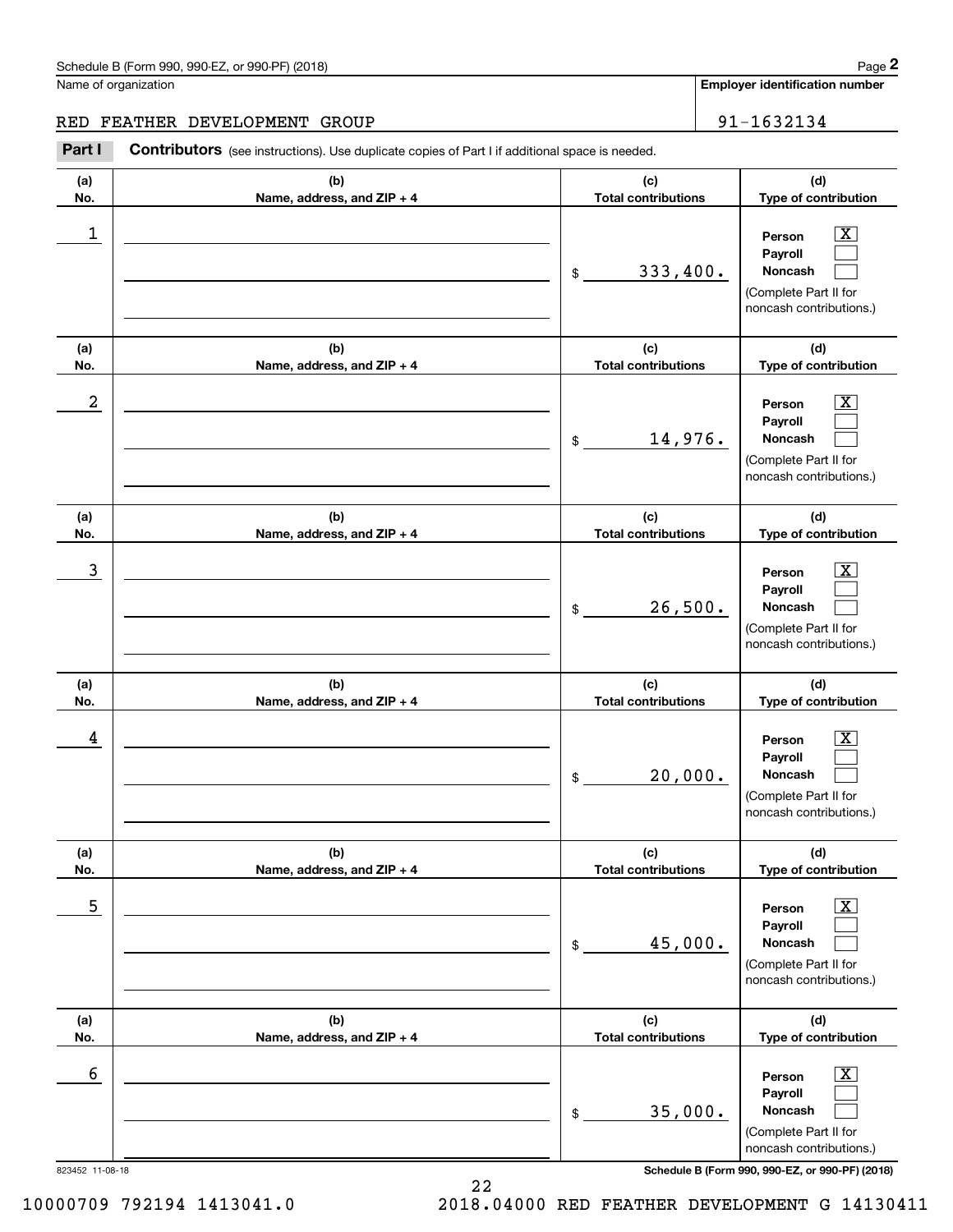Schedule B (Form 990, 990-EZ, or 990-PF) (2018)

Name of organization: RED FEATHER DEVELOPMENT GROUP

Employer identification number: 91-1632134

**Part I** **Contributors** (see instructions). Use duplicate copies of Part I if additional space is needed.

| (a) No. | (b) Name, address, and ZIP + 4 | (c) Total contributions | (d) Type of contribution |
|---|---|---|---|
| 1 | | $ 333,400. | Person [X] Payroll [ ] Noncash [ ] (Complete Part II for noncash contributions.) |
| 2 | | $ 14,976. | Person [X] Payroll [ ] Noncash [ ] (Complete Part II for noncash contributions.) |
| 3 | | $ 26,500. | Person [X] Payroll [ ] Noncash [ ] (Complete Part II for noncash contributions.) |
| 4 | | $ 20,000. | Person [X] Payroll [ ] Noncash [ ] (Complete Part II for noncash contributions.) |
| 5 | | $ 45,000. | Person [X] Payroll [ ] Noncash [ ] (Complete Part II for noncash contributions.) |
| 6 | | $ 35,000. | Person [X] Payroll [ ] Noncash [ ] (Complete Part II for noncash contributions.) |

823452 11-08-18

10000709 792194 1413041.0 2018.04000 RED FEATHER DEVELOPMENT G 14130411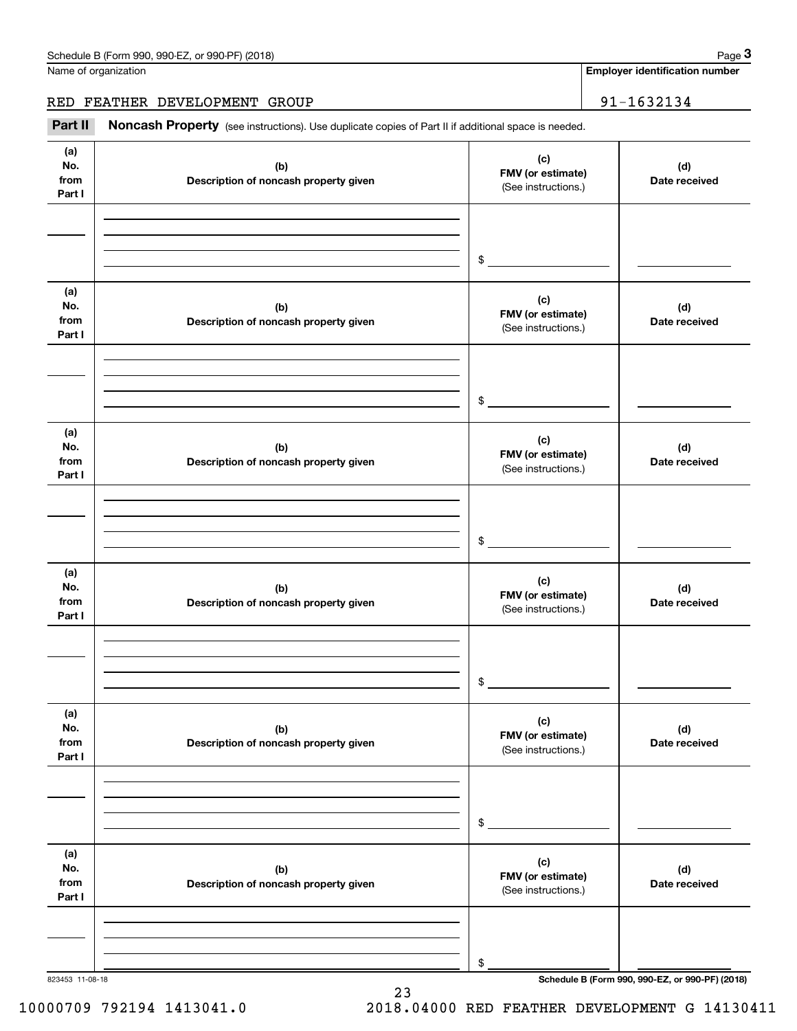Name of organization | Employer identification number

RED FEATHER DEVELOPMENT GROUP | 91-1632134

**Part II** **Noncash Property** (see instructions). Use duplicate copies of Part II if additional space is needed.

| (a) No. from Part I | (b) Description of noncash property given | (c) FMV (or estimate) (See instructions.) | (d) Date received |
|---|---|---|---|
| | | $ | |

| (a) No. from Part I | (b) Description of noncash property given | (c) FMV (or estimate) (See instructions.) | (d) Date received |
|---|---|---|---|
| | | $ | |

| (a) No. from Part I | (b) Description of noncash property given | (c) FMV (or estimate) (See instructions.) | (d) Date received |
|---|---|---|---|
| | | $ | |

| (a) No. from Part I | (b) Description of noncash property given | (c) FMV (or estimate) (See instructions.) | (d) Date received |
|---|---|---|---|
| | | $ | |

| (a) No. from Part I | (b) Description of noncash property given | (c) FMV (or estimate) (See instructions.) | (d) Date received |
|---|---|---|---|
| | | $ | |

| (a) No. from Part I | (b) Description of noncash property given | (c) FMV (or estimate) (See instructions.) | (d) Date received |
|---|---|---|---|
| | | $ | |

823453 11-08-18

10000709 792194 1413041.0 2018.04000 RED FEATHER DEVELOPMENT G 14130411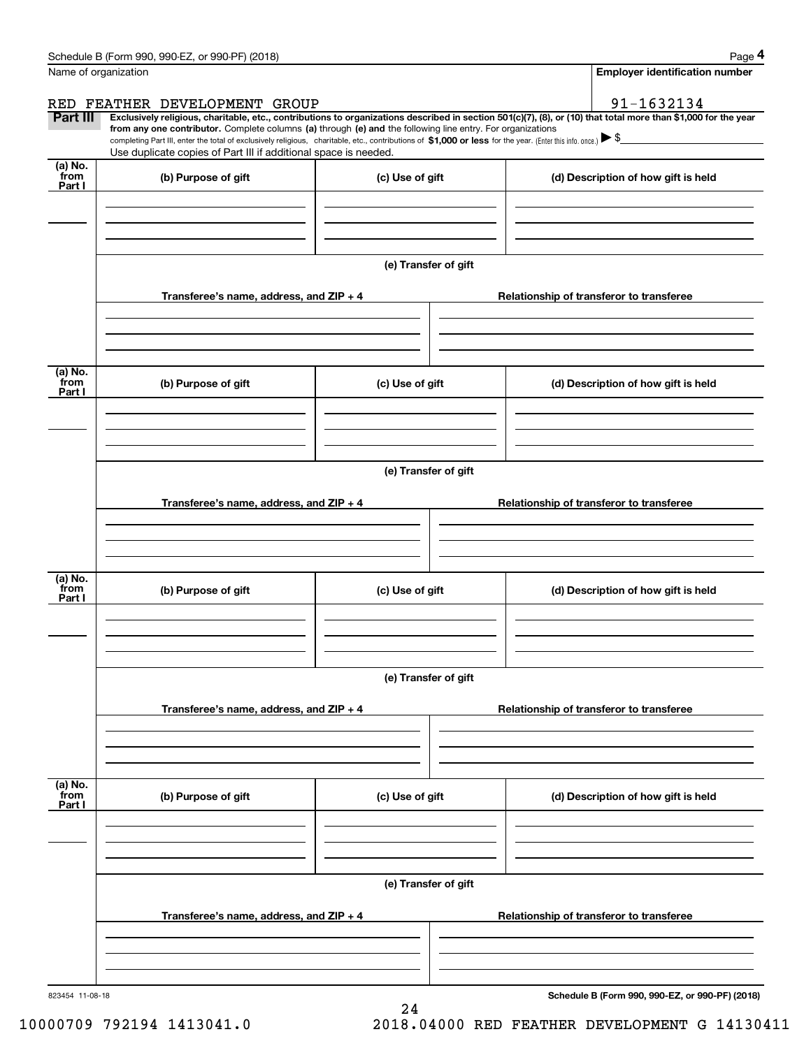Schedule B (Form 990, 990-EZ, or 990-PF) (2018) Page **4**

Name of organization: RED FEATHER DEVELOPMENT GROUP

**Employer identification number**: 91-1632134

**Part III** **Exclusively religious, charitable, etc., contributions to organizations described in section 501(c)(7), (8), or (10) that total more than $1,000 for the year from any one contributor.** Complete columns **(a)** through **(e) and** the following line entry. For organizations completing Part III, enter the total of exclusively religious, charitable, etc., contributions of **$1,000 or less** for the year. (Enter this info. once.) ▶ $

Use duplicate copies of Part III if additional space is needed.

| (a) No. from Part I | (b) Purpose of gift | (c) Use of gift | (d) Description of how gift is held |
|---|---|---|---|
| | | | |

**(e) Transfer of gift**

| Transferee's name, address, and ZIP + 4 | Relationship of transferor to transferee |
|---|---|
| | |

| (a) No. from Part I | (b) Purpose of gift | (c) Use of gift | (d) Description of how gift is held |
|---|---|---|---|
| | | | |

**(e) Transfer of gift**

| Transferee's name, address, and ZIP + 4 | Relationship of transferor to transferee |
|---|---|
| | |

| (a) No. from Part I | (b) Purpose of gift | (c) Use of gift | (d) Description of how gift is held |
|---|---|---|---|
| | | | |

**(e) Transfer of gift**

| Transferee's name, address, and ZIP + 4 | Relationship of transferor to transferee |
|---|---|
| | |

| (a) No. from Part I | (b) Purpose of gift | (c) Use of gift | (d) Description of how gift is held |
|---|---|---|---|
| | | | |

**(e) Transfer of gift**

| Transferee's name, address, and ZIP + 4 | Relationship of transferor to transferee |
|---|---|
| | |

823454 11-08-18 **Schedule B (Form 990, 990-EZ, or 990-PF) (2018)**

10000709 792194 1413041.0 2018.04000 RED FEATHER DEVELOPMENT G 14130411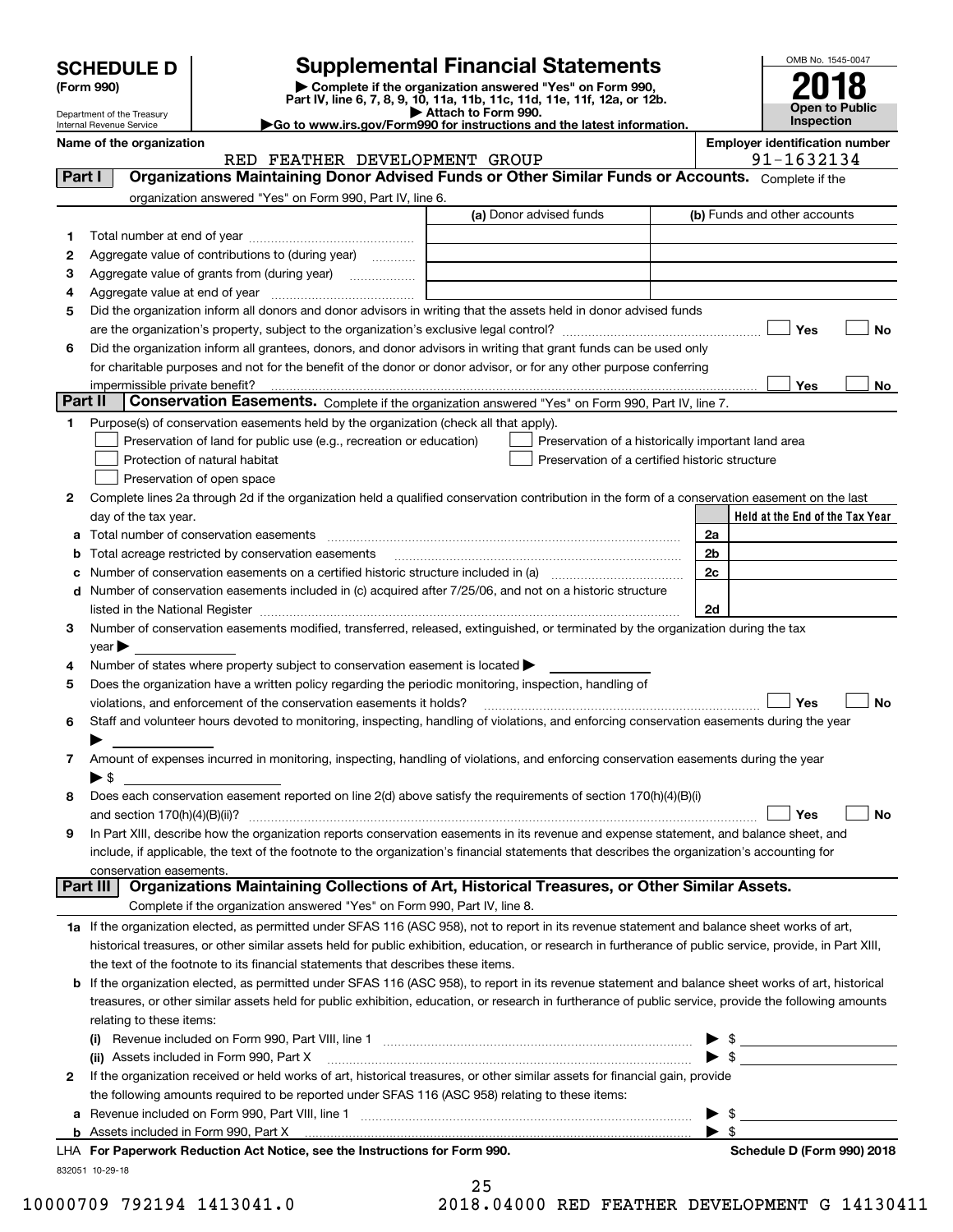# SCHEDULE D (Form 990)

Department of the Treasury
Internal Revenue Service

## Supplemental Financial Statements

▶ Complete if the organization answered "Yes" on Form 990, Part IV, line 6, 7, 8, 9, 10, 11a, 11b, 11c, 11d, 11e, 11f, 12a, or 12b.
▶ Attach to Form 990.
▶Go to www.irs.gov/Form990 for instructions and the latest information.

OMB No. 1545-0047

**2018**

**Open to Public Inspection**

**Name of the organization:** RED FEATHER DEVELOPMENT GROUP

**Employer identification number:** 91-1632134

### Part I — Organizations Maintaining Donor Advised Funds or Other Similar Funds or Accounts.
Complete if the organization answered "Yes" on Form 990, Part IV, line 6.

| | | (a) Donor advised funds | (b) Funds and other accounts |
|---|---|---|---|
| 1 | Total number at end of year | | |
| 2 | Aggregate value of contributions to (during year) | | |
| 3 | Aggregate value of grants from (during year) | | |
| 4 | Aggregate value at end of year | | |

5 Did the organization inform all donors and donor advisors in writing that the assets held in donor advised funds are the organization's property, subject to the organization's exclusive legal control? ☐ Yes ☐ No

6 Did the organization inform all grantees, donors, and donor advisors in writing that grant funds can be used only for charitable purposes and not for the benefit of the donor or donor advisor, or for any other purpose conferring impermissible private benefit? ☐ Yes ☐ No

### Part II — Conservation Easements.
Complete if the organization answered "Yes" on Form 990, Part IV, line 7.

1 Purpose(s) of conservation easements held by the organization (check all that apply).
- ☐ Preservation of land for public use (e.g., recreation or education)
- ☐ Protection of natural habitat
- ☐ Preservation of open space
- ☐ Preservation of a historically important land area
- ☐ Preservation of a certified historic structure

2 Complete lines 2a through 2d if the organization held a qualified conservation contribution in the form of a conservation easement on the last day of the tax year.

| | | | Held at the End of the Tax Year |
|---|---|---|---|
| a | Total number of conservation easements | 2a | |
| b | Total acreage restricted by conservation easements | 2b | |
| c | Number of conservation easements on a certified historic structure included in (a) | 2c | |
| d | Number of conservation easements included in (c) acquired after 7/25/06, and not on a historic structure listed in the National Register | 2d | |

3 Number of conservation easements modified, transferred, released, extinguished, or terminated by the organization during the tax year ▶

4 Number of states where property subject to conservation easement is located ▶

5 Does the organization have a written policy regarding the periodic monitoring, inspection, handling of violations, and enforcement of the conservation easements it holds? ☐ Yes ☐ No

6 Staff and volunteer hours devoted to monitoring, inspecting, handling of violations, and enforcing conservation easements during the year ▶

7 Amount of expenses incurred in monitoring, inspecting, handling of violations, and enforcing conservation easements during the year ▶ $

8 Does each conservation easement reported on line 2(d) above satisfy the requirements of section 170(h)(4)(B)(i) and section 170(h)(4)(B)(ii)? ☐ Yes ☐ No

9 In Part XIII, describe how the organization reports conservation easements in its revenue and expense statement, and balance sheet, and include, if applicable, the text of the footnote to the organization's financial statements that describes the organization's accounting for conservation easements.

### Part III — Organizations Maintaining Collections of Art, Historical Treasures, or Other Similar Assets.
Complete if the organization answered "Yes" on Form 990, Part IV, line 8.

1a If the organization elected, as permitted under SFAS 116 (ASC 958), not to report in its revenue statement and balance sheet works of art, historical treasures, or other similar assets held for public exhibition, education, or research in furtherance of public service, provide, in Part XIII, the text of the footnote to its financial statements that describes these items.

b If the organization elected, as permitted under SFAS 116 (ASC 958), to report in its revenue statement and balance sheet works of art, historical treasures, or other similar assets held for public exhibition, education, or research in furtherance of public service, provide the following amounts relating to these items:

(i) Revenue included on Form 990, Part VIII, line 1 ▶ $

(ii) Assets included in Form 990, Part X ▶ $

2 If the organization received or held works of art, historical treasures, or other similar assets for financial gain, provide the following amounts required to be reported under SFAS 116 (ASC 958) relating to these items:

a Revenue included on Form 990, Part VIII, line 1 ▶ $

b Assets included in Form 990, Part X ▶ $

LHA **For Paperwork Reduction Act Notice, see the Instructions for Form 990.** **Schedule D (Form 990) 2018**

832051 10-29-18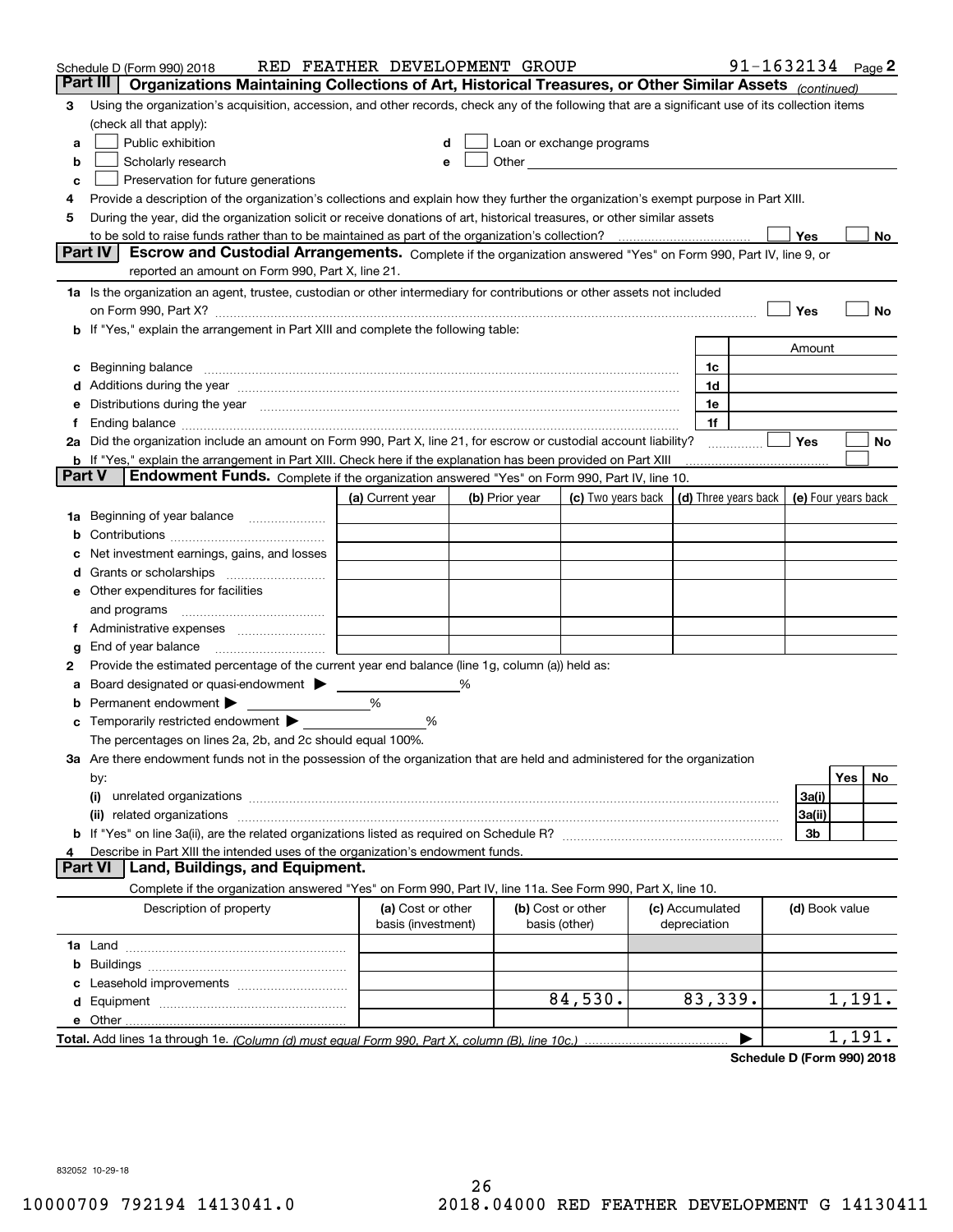Schedule D (Form 990) 2018 RED FEATHER DEVELOPMENT GROUP 91-1632134 Page 2

## Part III Organizations Maintaining Collections of Art, Historical Treasures, or Other Similar Assets *(continued)*

3 Using the organization's acquisition, accession, and other records, check any of the following that are a significant use of its collection items (check all that apply):

a ☐ Public exhibition
b ☐ Scholarly research
c ☐ Preservation for future generations
d ☐ Loan or exchange programs
e ☐ Other

4 Provide a description of the organization's collections and explain how they further the organization's exempt purpose in Part XIII.

5 During the year, did the organization solicit or receive donations of art, historical treasures, or other similar assets to be sold to raise funds rather than to be maintained as part of the organization's collection? ☐ Yes ☐ No

## Part IV Escrow and Custodial Arrangements.

Complete if the organization answered "Yes" on Form 990, Part IV, line 9, or reported an amount on Form 990, Part X, line 21.

1a Is the organization an agent, trustee, custodian or other intermediary for contributions or other assets not included on Form 990, Part X? ☐ Yes ☐ No

b If "Yes," explain the arrangement in Part XIII and complete the following table:

| | | Amount |
|---|---|---|
| c Beginning balance | 1c | |
| d Additions during the year | 1d | |
| e Distributions during the year | 1e | |
| f Ending balance | 1f | |

2a Did the organization include an amount on Form 990, Part X, line 21, for escrow or custodial account liability? ☐ Yes ☐ No

b If "Yes," explain the arrangement in Part XIII. Check here if the explanation has been provided on Part XIII ☐

## Part V Endowment Funds.

Complete if the organization answered "Yes" on Form 990, Part IV, line 10.

| | (a) Current year | (b) Prior year | (c) Two years back | (d) Three years back | (e) Four years back |
|---|---|---|---|---|---|
| 1a Beginning of year balance | | | | | |
| b Contributions | | | | | |
| c Net investment earnings, gains, and losses | | | | | |
| d Grants or scholarships | | | | | |
| e Other expenditures for facilities and programs | | | | | |
| f Administrative expenses | | | | | |
| g End of year balance | | | | | |

2 Provide the estimated percentage of the current year end balance (line 1g, column (a)) held as:

a Board designated or quasi-endowment ▶ ______ %
b Permanent endowment ▶ ______ %
c Temporarily restricted endowment ▶ ______ %

The percentages on lines 2a, 2b, and 2c should equal 100%.

3a Are there endowment funds not in the possession of the organization that are held and administered for the organization by:

| | | Yes | No |
|---|---|---|---|
| (i) unrelated organizations | 3a(i) | | |
| (ii) related organizations | 3a(ii) | | |
| b If "Yes" on line 3a(ii), are the related organizations listed as required on Schedule R? | 3b | | |

4 Describe in Part XIII the intended uses of the organization's endowment funds.

## Part VI Land, Buildings, and Equipment.

Complete if the organization answered "Yes" on Form 990, Part IV, line 11a. See Form 990, Part X, line 10.

| Description of property | (a) Cost or other basis (investment) | (b) Cost or other basis (other) | (c) Accumulated depreciation | (d) Book value |
|---|---|---|---|---|
| 1a Land | | | | |
| b Buildings | | | | |
| c Leasehold improvements | | | | |
| d Equipment | | 84,530. | 83,339. | 1,191. |
| e Other | | | | |
| **Total.** Add lines 1a through 1e. *(Column (d) must equal Form 990, Part X, column (B), line 10c.)* | | | | 1,191. |

**Schedule D (Form 990) 2018**

832052 10-29-18

10000709 792194 1413041.0 2018.04000 RED FEATHER DEVELOPMENT G 14130411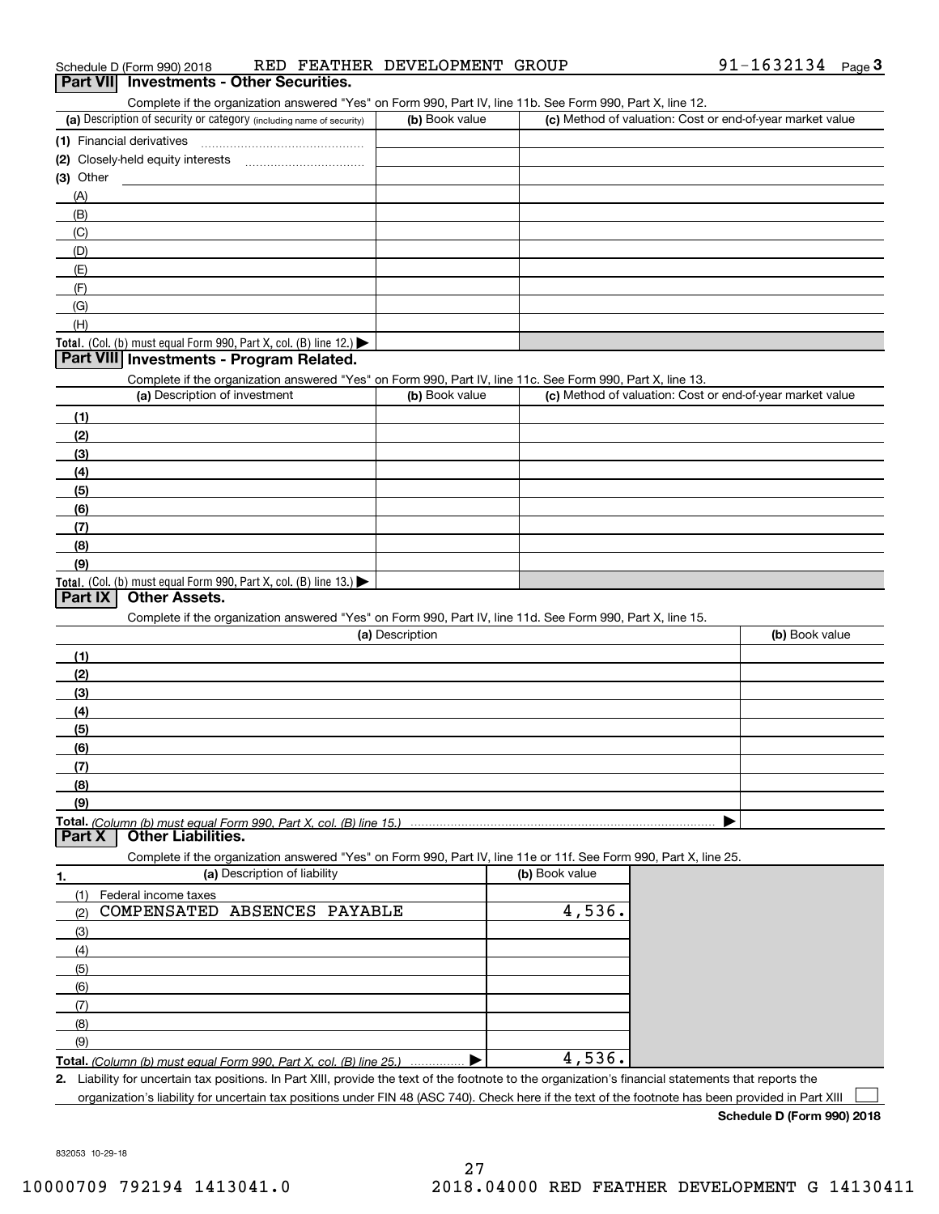Schedule D (Form 990) 2018 RED FEATHER DEVELOPMENT GROUP 91-1632134 Page 3

## Part VII Investments - Other Securities.

Complete if the organization answered "Yes" on Form 990, Part IV, line 11b. See Form 990, Part X, line 12.

| (a) Description of security or category (including name of security) | (b) Book value | (c) Method of valuation: Cost or end-of-year market value |
|---|---|---|
| (1) Financial derivatives | | |
| (2) Closely-held equity interests | | |
| (3) Other | | |
| (A) | | |
| (B) | | |
| (C) | | |
| (D) | | |
| (E) | | |
| (F) | | |
| (G) | | |
| (H) | | |
| **Total.** (Col. (b) must equal Form 990, Part X, col. (B) line 12.) | | |

## Part VIII Investments - Program Related.

Complete if the organization answered "Yes" on Form 990, Part IV, line 11c. See Form 990, Part X, line 13.

| (a) Description of investment | (b) Book value | (c) Method of valuation: Cost or end-of-year market value |
|---|---|---|
| (1) | | |
| (2) | | |
| (3) | | |
| (4) | | |
| (5) | | |
| (6) | | |
| (7) | | |
| (8) | | |
| (9) | | |
| **Total.** (Col. (b) must equal Form 990, Part X, col. (B) line 13.) | | |

## Part IX Other Assets.

Complete if the organization answered "Yes" on Form 990, Part IV, line 11d. See Form 990, Part X, line 15.

| (a) Description | (b) Book value |
|---|---|
| (1) | |
| (2) | |
| (3) | |
| (4) | |
| (5) | |
| (6) | |
| (7) | |
| (8) | |
| (9) | |
| **Total.** *(Column (b) must equal Form 990, Part X, col. (B) line 15.)* | |

## Part X Other Liabilities.

Complete if the organization answered "Yes" on Form 990, Part IV, line 11e or 11f. See Form 990, Part X, line 25.

| 1. (a) Description of liability | (b) Book value |
|---|---|
| (1) Federal income taxes | |
| (2) COMPENSATED ABSENCES PAYABLE | 4,536. |
| (3) | |
| (4) | |
| (5) | |
| (6) | |
| (7) | |
| (8) | |
| (9) | |
| **Total.** *(Column (b) must equal Form 990, Part X, col. (B) line 25.)* | 4,536. |

2. Liability for uncertain tax positions. In Part XIII, provide the text of the footnote to the organization's financial statements that reports the organization's liability for uncertain tax positions under FIN 48 (ASC 740). Check here if the text of the footnote has been provided in Part XIII ☐

**Schedule D (Form 990) 2018**

832053 10-29-18

10000709 792194 1413041.0 2018.04000 RED FEATHER DEVELOPMENT G 14130411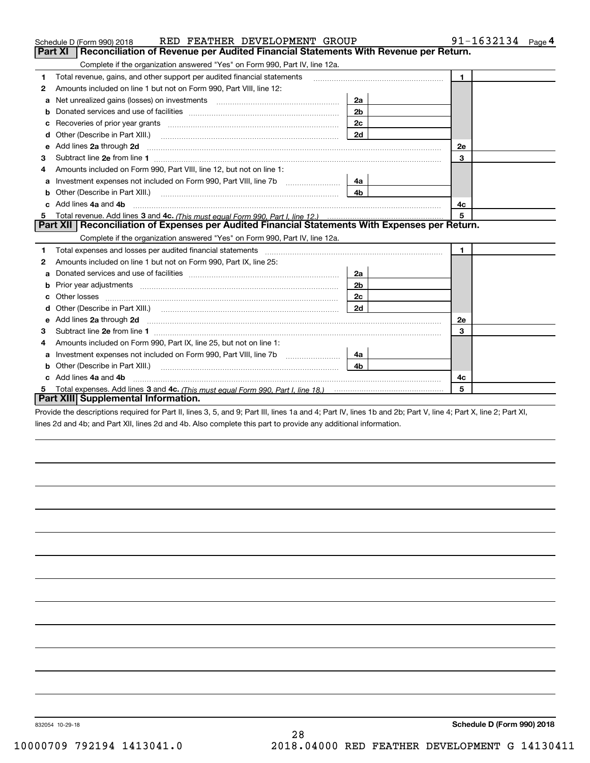Schedule D (Form 990) 2018 RED FEATHER DEVELOPMENT GROUP 91-1632134 Page 4

## Part XI Reconciliation of Revenue per Audited Financial Statements With Revenue per Return.

Complete if the organization answered "Yes" on Form 990, Part IV, line 12a.

| | | | | | |
|---|---|---|---|---|---|
| 1 | Total revenue, gains, and other support per audited financial statements | | | 1 | |
| 2 | Amounts included on line 1 but not on Form 990, Part VIII, line 12: | | | | |
| a | Net unrealized gains (losses) on investments | 2a | | | |
| b | Donated services and use of facilities | 2b | | | |
| c | Recoveries of prior year grants | 2c | | | |
| d | Other (Describe in Part XIII.) | 2d | | | |
| e | Add lines **2a** through **2d** | | | 2e | |
| 3 | Subtract line **2e** from line **1** | | | 3 | |
| 4 | Amounts included on Form 990, Part VIII, line 12, but not on line 1: | | | | |
| a | Investment expenses not included on Form 990, Part VIII, line 7b | 4a | | | |
| b | Other (Describe in Part XIII.) | 4b | | | |
| c | Add lines **4a** and **4b** | | | 4c | |
| 5 | Total revenue. Add lines **3** and **4c.** *(This must equal Form 990, Part I, line 12.)* | | | 5 | |

## Part XII Reconciliation of Expenses per Audited Financial Statements With Expenses per Return.

Complete if the organization answered "Yes" on Form 990, Part IV, line 12a.

| | | | | | |
|---|---|---|---|---|---|
| 1 | Total expenses and losses per audited financial statements | | | 1 | |
| 2 | Amounts included on line 1 but not on Form 990, Part IX, line 25: | | | | |
| a | Donated services and use of facilities | 2a | | | |
| b | Prior year adjustments | 2b | | | |
| c | Other losses | 2c | | | |
| d | Other (Describe in Part XIII.) | 2d | | | |
| e | Add lines **2a** through **2d** | | | 2e | |
| 3 | Subtract line **2e** from line **1** | | | 3 | |
| 4 | Amounts included on Form 990, Part IX, line 25, but not on line 1: | | | | |
| a | Investment expenses not included on Form 990, Part VIII, line 7b | 4a | | | |
| b | Other (Describe in Part XIII.) | 4b | | | |
| c | Add lines **4a** and **4b** | | | 4c | |
| 5 | Total expenses. Add lines **3** and **4c.** *(This must equal Form 990, Part I, line 18.)* | | | 5 | |

## Part XIII Supplemental Information.

Provide the descriptions required for Part II, lines 3, 5, and 9; Part III, lines 1a and 4; Part IV, lines 1b and 2b; Part V, line 4; Part X, line 2; Part XI, lines 2d and 4b; and Part XII, lines 2d and 4b. Also complete this part to provide any additional information.

832054 10-29-18

**Schedule D (Form 990) 2018**

10000709 792194 1413041.0 2018.04000 RED FEATHER DEVELOPMENT G 14130411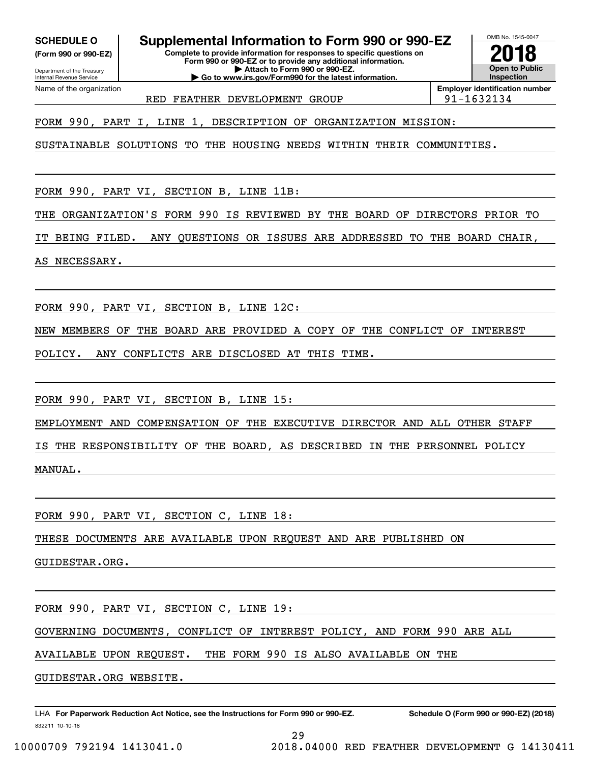**SCHEDULE O**
**(Form 990 or 990-EZ)**

Department of the Treasury
Internal Revenue Service

# Supplemental Information to Form 990 or 990-EZ

**Complete to provide information for responses to specific questions on Form 990 or 990-EZ or to provide any additional information.**
**▶ Attach to Form 990 or 990-EZ.**
**▶ Go to www.irs.gov/Form990 for the latest information.**

OMB No. 1545-0047
**2018**
**Open to Public Inspection**

| Name of the organization | Employer identification number |
|---|---|
| RED FEATHER DEVELOPMENT GROUP | 91-1632134 |

FORM 990, PART I, LINE 1, DESCRIPTION OF ORGANIZATION MISSION:

SUSTAINABLE SOLUTIONS TO THE HOUSING NEEDS WITHIN THEIR COMMUNITIES.

FORM 990, PART VI, SECTION B, LINE 11B:

THE ORGANIZATION'S FORM 990 IS REVIEWED BY THE BOARD OF DIRECTORS PRIOR TO IT BEING FILED. ANY QUESTIONS OR ISSUES ARE ADDRESSED TO THE BOARD CHAIR, AS NECESSARY.

FORM 990, PART VI, SECTION B, LINE 12C:

NEW MEMBERS OF THE BOARD ARE PROVIDED A COPY OF THE CONFLICT OF INTEREST POLICY. ANY CONFLICTS ARE DISCLOSED AT THIS TIME.

FORM 990, PART VI, SECTION B, LINE 15:

EMPLOYMENT AND COMPENSATION OF THE EXECUTIVE DIRECTOR AND ALL OTHER STAFF IS THE RESPONSIBILITY OF THE BOARD, AS DESCRIBED IN THE PERSONNEL POLICY MANUAL.

FORM 990, PART VI, SECTION C, LINE 18:

THESE DOCUMENTS ARE AVAILABLE UPON REQUEST AND ARE PUBLISHED ON GUIDESTAR.ORG.

FORM 990, PART VI, SECTION C, LINE 19:

GOVERNING DOCUMENTS, CONFLICT OF INTEREST POLICY, AND FORM 990 ARE ALL AVAILABLE UPON REQUEST. THE FORM 990 IS ALSO AVAILABLE ON THE GUIDESTAR.ORG WEBSITE.

LHA **For Paperwork Reduction Act Notice, see the Instructions for Form 990 or 990-EZ.** **Schedule O (Form 990 or 990-EZ) (2018)**

832211 10-10-18

10000709 792194 1413041.0 2018.04000 RED FEATHER DEVELOPMENT G 14130411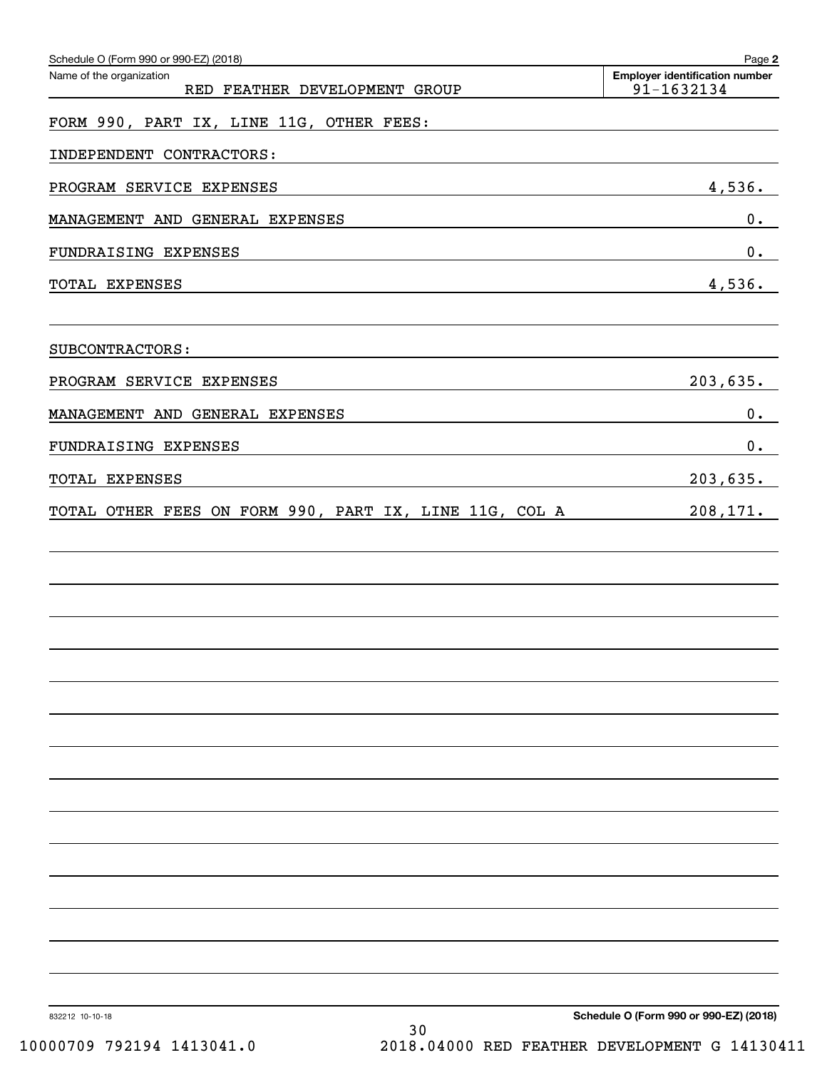Schedule O (Form 990 or 990-EZ) (2018)

| Name of the organization | Employer identification number |
| --- | --- |
| RED FEATHER DEVELOPMENT GROUP | 91-1632134 |

FORM 990, PART IX, LINE 11G, OTHER FEES:

INDEPENDENT CONTRACTORS:

| | |
| --- | --- |
| PROGRAM SERVICE EXPENSES | 4,536. |
| MANAGEMENT AND GENERAL EXPENSES | 0. |
| FUNDRAISING EXPENSES | 0. |
| TOTAL EXPENSES | 4,536. |

SUBCONTRACTORS:

| | |
| --- | --- |
| PROGRAM SERVICE EXPENSES | 203,635. |
| MANAGEMENT AND GENERAL EXPENSES | 0. |
| FUNDRAISING EXPENSES | 0. |
| TOTAL EXPENSES | 203,635. |
| TOTAL OTHER FEES ON FORM 990, PART IX, LINE 11G, COL A | 208,171. |

832212 10-10-18

Schedule O (Form 990 or 990-EZ) (2018)

10000709 792194 1413041.0 2018.04000 RED FEATHER DEVELOPMENT G 14130411